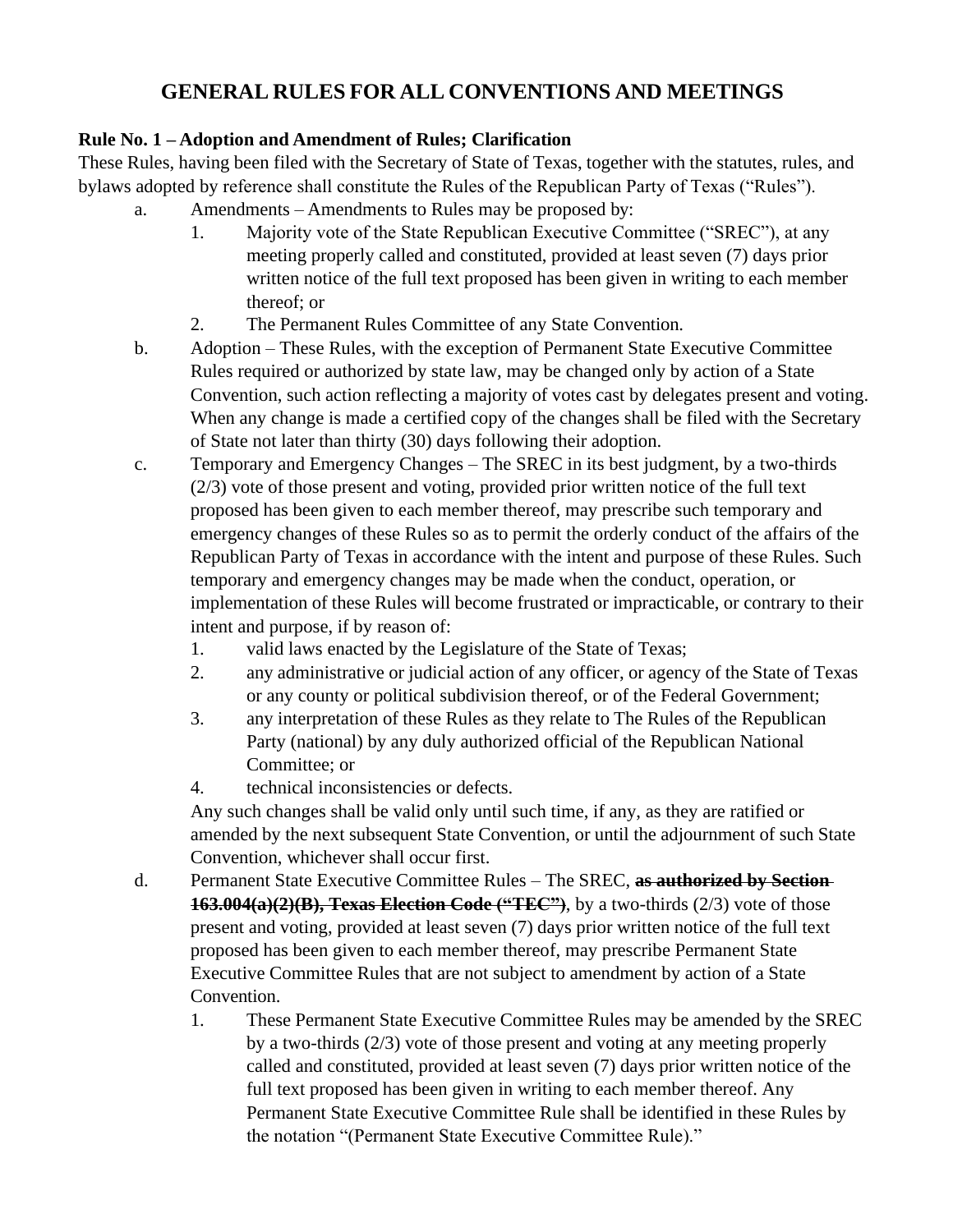# GENERAL RULES FOR ALL CONVENTIONS AND MEETINGS

**Rule No. 1 – Adoption and Amendment of Rules; Clarification**

These Rules, having been filed with the Secretary of State of Texas, together with the statutes, rules, and bylaws adopted by reference shall constitute the Rules of the Republican Party of Texas ("Rules").

a. Amendments – Amendments to Rules may be proposed by:
   1. Majority vote of the State Republican Executive Committee ("SREC"), at any meeting properly called and constituted, provided at least seven (7) days prior written notice of the full text proposed has been given in writing to each member thereof; or
   2. The Permanent Rules Committee of any State Convention.

b. Adoption – These Rules, with the exception of Permanent State Executive Committee Rules required or authorized by state law, may be changed only by action of a State Convention, such action reflecting a majority of votes cast by delegates present and voting. When any change is made a certified copy of the changes shall be filed with the Secretary of State not later than thirty (30) days following their adoption.

c. Temporary and Emergency Changes – The SREC in its best judgment, by a two-thirds (2/3) vote of those present and voting, provided prior written notice of the full text proposed has been given to each member thereof, may prescribe such temporary and emergency changes of these Rules so as to permit the orderly conduct of the affairs of the Republican Party of Texas in accordance with the intent and purpose of these Rules. Such temporary and emergency changes may be made when the conduct, operation, or implementation of these Rules will become frustrated or impracticable, or contrary to their intent and purpose, if by reason of:
   1. valid laws enacted by the Legislature of the State of Texas;
   2. any administrative or judicial action of any officer, or agency of the State of Texas or any county or political subdivision thereof, or of the Federal Government;
   3. any interpretation of these Rules as they relate to The Rules of the Republican Party (national) by any duly authorized official of the Republican National Committee; or
   4. technical inconsistencies or defects.

   Any such changes shall be valid only until such time, if any, as they are ratified or amended by the next subsequent State Convention, or until the adjournment of such State Convention, whichever shall occur first.

d. Permanent State Executive Committee Rules – The SREC, ~~**as authorized by Section 163.004(a)(2)(B), Texas Election Code ("TEC")**~~, by a two-thirds (2/3) vote of those present and voting, provided at least seven (7) days prior written notice of the full text proposed has been given to each member thereof, may prescribe Permanent State Executive Committee Rules that are not subject to amendment by action of a State Convention.
   1. These Permanent State Executive Committee Rules may be amended by the SREC by a two-thirds (2/3) vote of those present and voting at any meeting properly called and constituted, provided at least seven (7) days prior written notice of the full text proposed has been given in writing to each member thereof. Any Permanent State Executive Committee Rule shall be identified in these Rules by the notation "(Permanent State Executive Committee Rule)."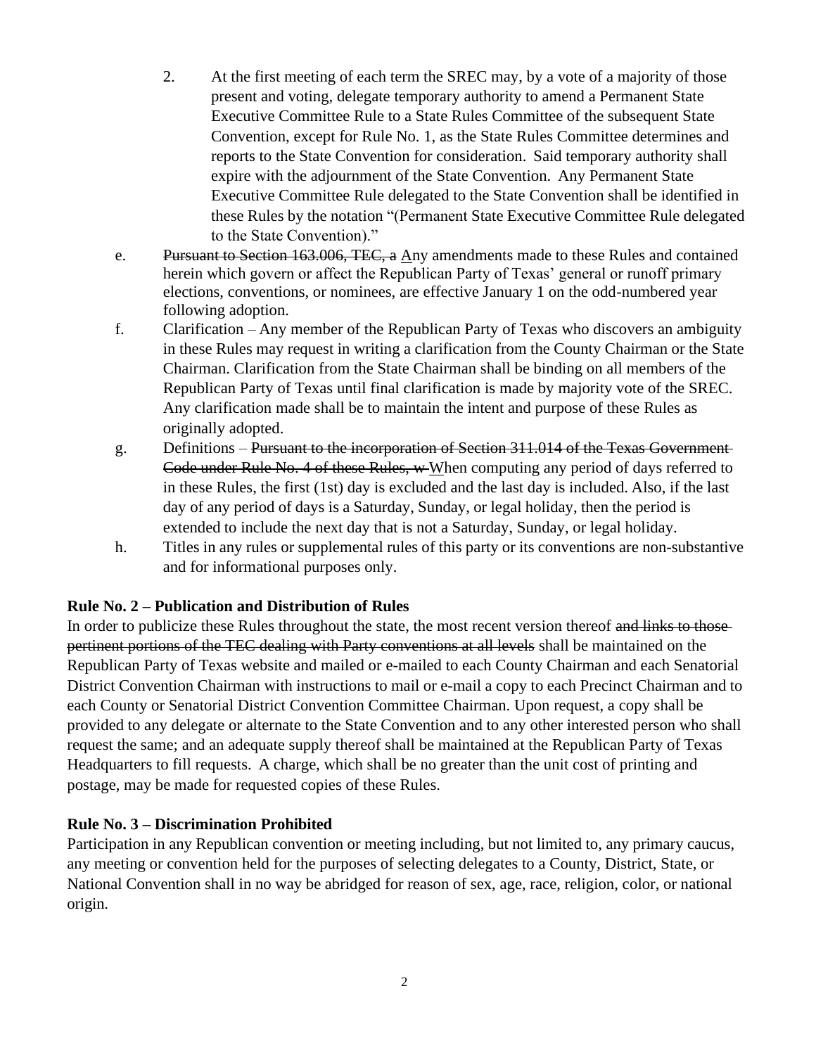2. At the first meeting of each term the SREC may, by a vote of a majority of those present and voting, delegate temporary authority to amend a Permanent State Executive Committee Rule to a State Rules Committee of the subsequent State Convention, except for Rule No. 1, as the State Rules Committee determines and reports to the State Convention for consideration. Said temporary authority shall expire with the adjournment of the State Convention. Any Permanent State Executive Committee Rule delegated to the State Convention shall be identified in these Rules by the notation "(Permanent State Executive Committee Rule delegated to the State Convention)."

e. ~~Pursuant to Section 163.006, TEC, a~~ <u>A</u>ny amendments made to these Rules and contained herein which govern or affect the Republican Party of Texas' general or runoff primary elections, conventions, or nominees, are effective January 1 on the odd-numbered year following adoption.

f. Clarification – Any member of the Republican Party of Texas who discovers an ambiguity in these Rules may request in writing a clarification from the County Chairman or the State Chairman. Clarification from the State Chairman shall be binding on all members of the Republican Party of Texas until final clarification is made by majority vote of the SREC. Any clarification made shall be to maintain the intent and purpose of these Rules as originally adopted.

g. Definitions – ~~Pursuant to the incorporation of Section 311.014 of the Texas Government Code under Rule No. 4 of these Rules, w~~ <u>W</u>hen computing any period of days referred to in these Rules, the first (1st) day is excluded and the last day is included. Also, if the last day of any period of days is a Saturday, Sunday, or legal holiday, then the period is extended to include the next day that is not a Saturday, Sunday, or legal holiday.

h. Titles in any rules or supplemental rules of this party or its conventions are non-substantive and for informational purposes only.

**Rule No. 2 – Publication and Distribution of Rules**

In order to publicize these Rules throughout the state, the most recent version thereof ~~and links to those pertinent portions of the TEC dealing with Party conventions at all levels~~ shall be maintained on the Republican Party of Texas website and mailed or e-mailed to each County Chairman and each Senatorial District Convention Chairman with instructions to mail or e-mail a copy to each Precinct Chairman and to each County or Senatorial District Convention Committee Chairman. Upon request, a copy shall be provided to any delegate or alternate to the State Convention and to any other interested person who shall request the same; and an adequate supply thereof shall be maintained at the Republican Party of Texas Headquarters to fill requests. A charge, which shall be no greater than the unit cost of printing and postage, may be made for requested copies of these Rules.

**Rule No. 3 – Discrimination Prohibited**

Participation in any Republican convention or meeting including, but not limited to, any primary caucus, any meeting or convention held for the purposes of selecting delegates to a County, District, State, or National Convention shall in no way be abridged for reason of sex, age, race, religion, color, or national origin.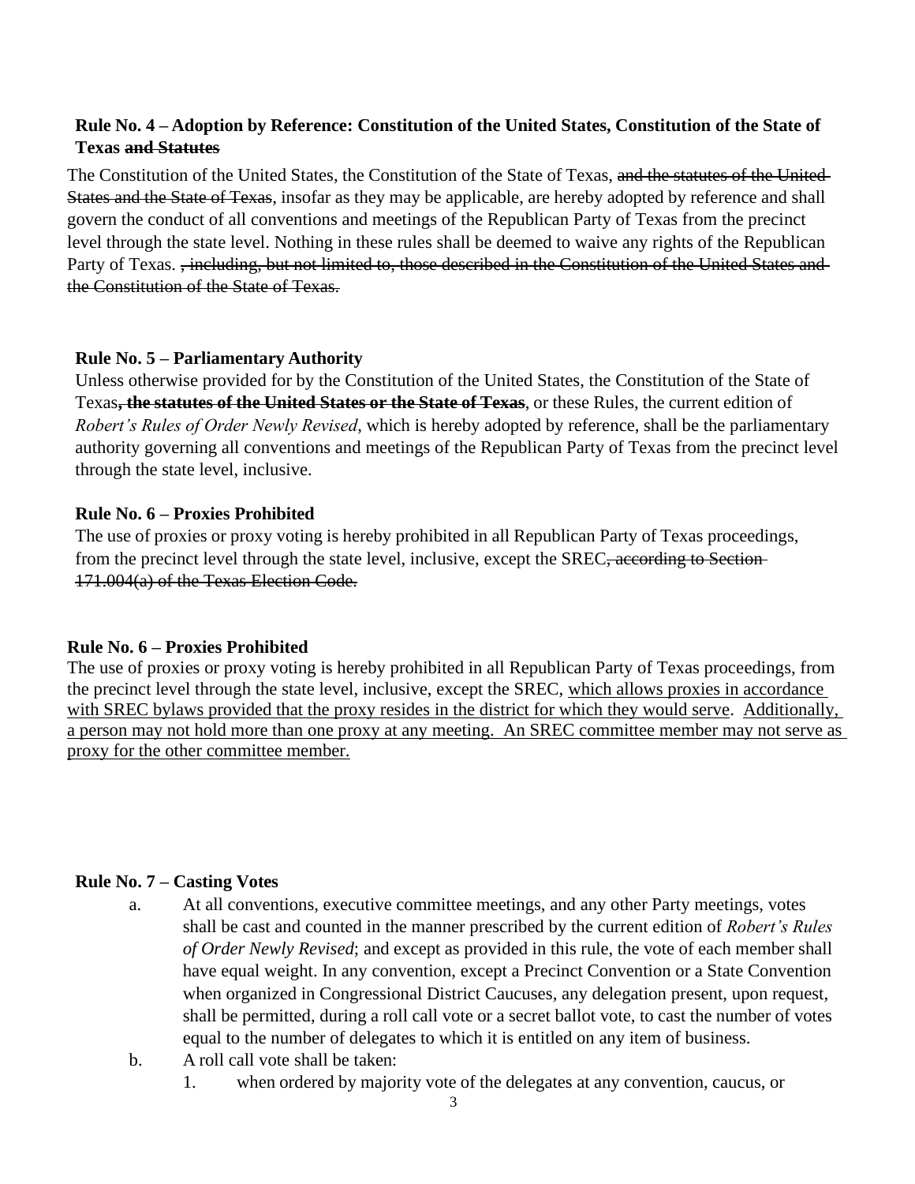**Rule No. 4 – Adoption by Reference: Constitution of the United States, Constitution of the State of Texas ~~and Statutes~~**

The Constitution of the United States, the Constitution of the State of Texas, ~~and the statutes of the United States and the State of Texas~~, insofar as they may be applicable, are hereby adopted by reference and shall govern the conduct of all conventions and meetings of the Republican Party of Texas from the precinct level through the state level. Nothing in these rules shall be deemed to waive any rights of the Republican Party of Texas. ~~, including, but not limited to, those described in the Constitution of the United States and the Constitution of the State of Texas.~~

**Rule No. 5 – Parliamentary Authority**

Unless otherwise provided for by the Constitution of the United States, the Constitution of the State of Texas**~~, the statutes of the United States or the State of Texas~~**, or these Rules, the current edition of *Robert's Rules of Order Newly Revised*, which is hereby adopted by reference, shall be the parliamentary authority governing all conventions and meetings of the Republican Party of Texas from the precinct level through the state level, inclusive.

**Rule No. 6 – Proxies Prohibited**

The use of proxies or proxy voting is hereby prohibited in all Republican Party of Texas proceedings, from the precinct level through the state level, inclusive, except the SREC~~, according to Section 171.004(a) of the Texas Election Code.~~

**Rule No. 6 – Proxies Prohibited**

The use of proxies or proxy voting is hereby prohibited in all Republican Party of Texas proceedings, from the precinct level through the state level, inclusive, except the SREC, <u>which allows proxies in accordance with SREC bylaws provided that the proxy resides in the district for which they would serve</u>. <u>Additionally, a person may not hold more than one proxy at any meeting. An SREC committee member may not serve as proxy for the other committee member.</u>

**Rule No. 7 – Casting Votes**

a. At all conventions, executive committee meetings, and any other Party meetings, votes shall be cast and counted in the manner prescribed by the current edition of *Robert's Rules of Order Newly Revised*; and except as provided in this rule, the vote of each member shall have equal weight. In any convention, except a Precinct Convention or a State Convention when organized in Congressional District Caucuses, any delegation present, upon request, shall be permitted, during a roll call vote or a secret ballot vote, to cast the number of votes equal to the number of delegates to which it is entitled on any item of business.

b. A roll call vote shall be taken:

   1. when ordered by majority vote of the delegates at any convention, caucus, or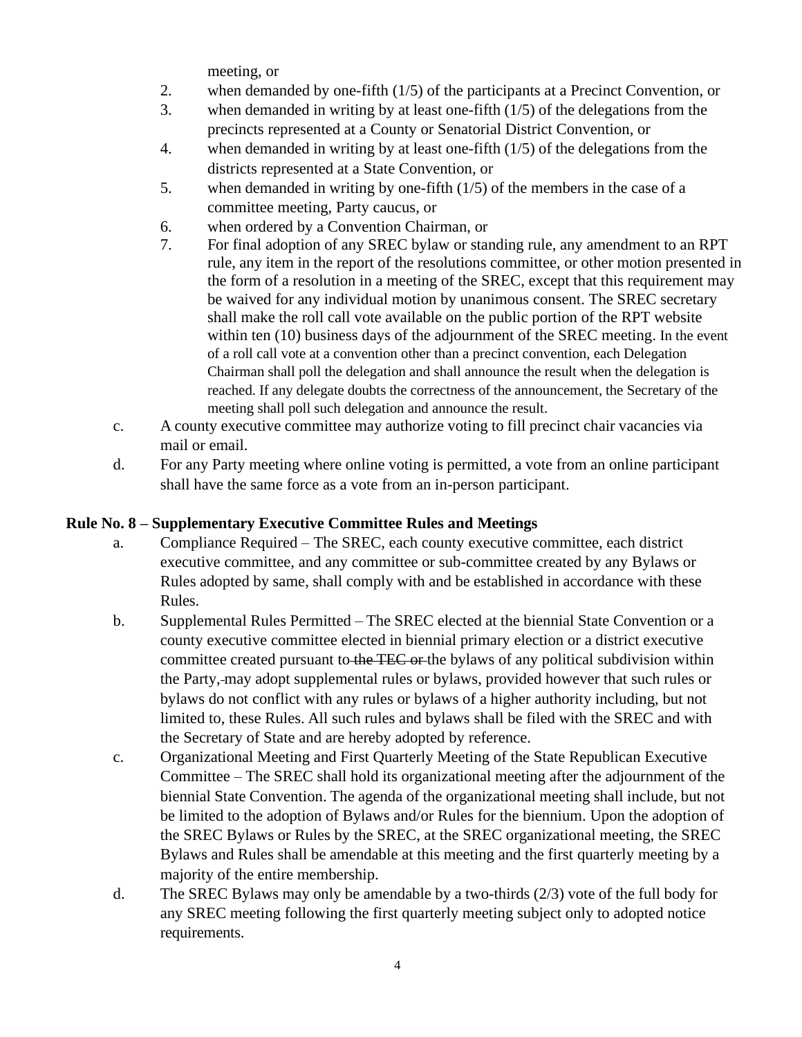meeting, or

2. when demanded by one-fifth (1/5) of the participants at a Precinct Convention, or
3. when demanded in writing by at least one-fifth (1/5) of the delegations from the precincts represented at a County or Senatorial District Convention, or
4. when demanded in writing by at least one-fifth (1/5) of the delegations from the districts represented at a State Convention, or
5. when demanded in writing by one-fifth (1/5) of the members in the case of a committee meeting, Party caucus, or
6. when ordered by a Convention Chairman, or
7. For final adoption of any SREC bylaw or standing rule, any amendment to an RPT rule, any item in the report of the resolutions committee, or other motion presented in the form of a resolution in a meeting of the SREC, except that this requirement may be waived for any individual motion by unanimous consent. The SREC secretary shall make the roll call vote available on the public portion of the RPT website within ten (10) business days of the adjournment of the SREC meeting. In the event of a roll call vote at a convention other than a precinct convention, each Delegation Chairman shall poll the delegation and shall announce the result when the delegation is reached. If any delegate doubts the correctness of the announcement, the Secretary of the meeting shall poll such delegation and announce the result.

c. A county executive committee may authorize voting to fill precinct chair vacancies via mail or email.

d. For any Party meeting where online voting is permitted, a vote from an online participant shall have the same force as a vote from an in-person participant.

## Rule No. 8 – Supplementary Executive Committee Rules and Meetings

a. Compliance Required – The SREC, each county executive committee, each district executive committee, and any committee or sub-committee created by any Bylaws or Rules adopted by same, shall comply with and be established in accordance with these Rules.

b. Supplemental Rules Permitted – The SREC elected at the biennial State Convention or a county executive committee elected in biennial primary election or a district executive committee created pursuant to ~~the TEC or~~ the bylaws of any political subdivision within the Party, may adopt supplemental rules or bylaws, provided however that such rules or bylaws do not conflict with any rules or bylaws of a higher authority including, but not limited to, these Rules. All such rules and bylaws shall be filed with the SREC and with the Secretary of State and are hereby adopted by reference.

c. Organizational Meeting and First Quarterly Meeting of the State Republican Executive Committee – The SREC shall hold its organizational meeting after the adjournment of the biennial State Convention. The agenda of the organizational meeting shall include, but not be limited to the adoption of Bylaws and/or Rules for the biennium. Upon the adoption of the SREC Bylaws or Rules by the SREC, at the SREC organizational meeting, the SREC Bylaws and Rules shall be amendable at this meeting and the first quarterly meeting by a majority of the entire membership.

d. The SREC Bylaws may only be amendable by a two-thirds (2/3) vote of the full body for any SREC meeting following the first quarterly meeting subject only to adopted notice requirements.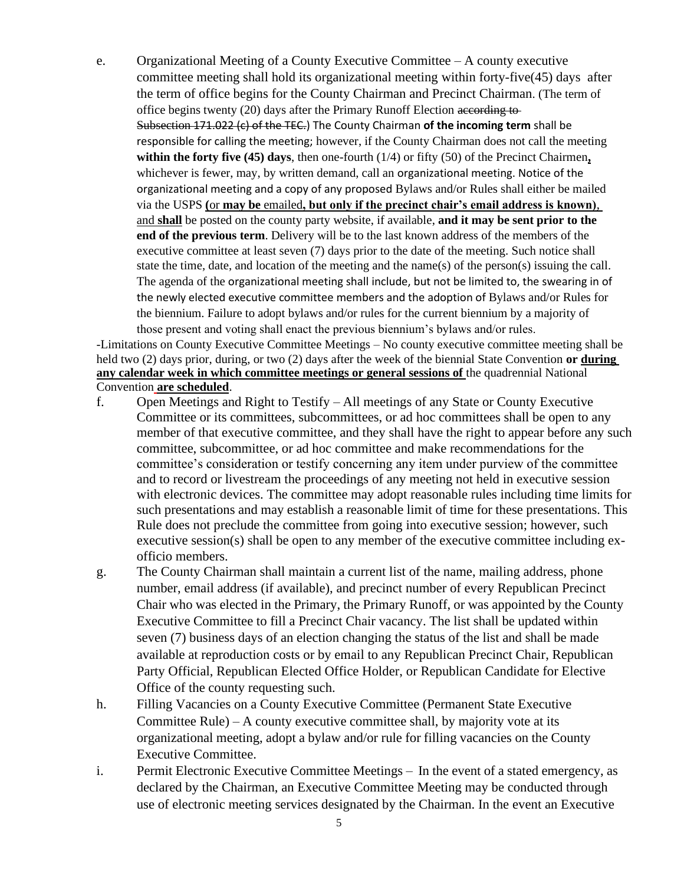e. Organizational Meeting of a County Executive Committee – A county executive committee meeting shall hold its organizational meeting within forty-five(45) days after the term of office begins for the County Chairman and Precinct Chairman. (The term of office begins twenty (20) days after the Primary Runoff Election ~~according to Subsection 171.022 (c) of the TEC.~~) The County Chairman **of the incoming term** shall be responsible for calling the meeting; however, if the County Chairman does not call the meeting **within the forty five (45) days**, then one-fourth (1/4) or fifty (50) of the Precinct Chairmen**,** whichever is fewer, may, by written demand, call an organizational meeting. Notice of the organizational meeting and a copy of any proposed Bylaws and/or Rules shall either be mailed via the USPS **(**or **may be** emailed**, but only if the precinct chair's email address is known)**, and **shall** be posted on the county party website, if available, **and it may be sent prior to the end of the previous term**. Delivery will be to the last known address of the members of the executive committee at least seven (7) days prior to the date of the meeting. Such notice shall state the time, date, and location of the meeting and the name(s) of the person(s) issuing the call. The agenda of the organizational meeting shall include, but not be limited to, the swearing in of the newly elected executive committee members and the adoption of Bylaws and/or Rules for the biennium. Failure to adopt bylaws and/or rules for the current biennium by a majority of those present and voting shall enact the previous biennium's bylaws and/or rules.

-Limitations on County Executive Committee Meetings – No county executive committee meeting shall be held two (2) days prior, during, or two (2) days after the week of the biennial State Convention **or during any calendar week in which committee meetings or general sessions of** the quadrennial National Convention **are scheduled**.

f. Open Meetings and Right to Testify – All meetings of any State or County Executive Committee or its committees, subcommittees, or ad hoc committees shall be open to any member of that executive committee, and they shall have the right to appear before any such committee, subcommittee, or ad hoc committee and make recommendations for the committee's consideration or testify concerning any item under purview of the committee and to record or livestream the proceedings of any meeting not held in executive session with electronic devices. The committee may adopt reasonable rules including time limits for such presentations and may establish a reasonable limit of time for these presentations. This Rule does not preclude the committee from going into executive session; however, such executive session(s) shall be open to any member of the executive committee including ex-officio members.

g. The County Chairman shall maintain a current list of the name, mailing address, phone number, email address (if available), and precinct number of every Republican Precinct Chair who was elected in the Primary, the Primary Runoff, or was appointed by the County Executive Committee to fill a Precinct Chair vacancy. The list shall be updated within seven (7) business days of an election changing the status of the list and shall be made available at reproduction costs or by email to any Republican Precinct Chair, Republican Party Official, Republican Elected Office Holder, or Republican Candidate for Elective Office of the county requesting such.

h. Filling Vacancies on a County Executive Committee (Permanent State Executive Committee Rule) – A county executive committee shall, by majority vote at its organizational meeting, adopt a bylaw and/or rule for filling vacancies on the County Executive Committee.

i. Permit Electronic Executive Committee Meetings – In the event of a stated emergency, as declared by the Chairman, an Executive Committee Meeting may be conducted through use of electronic meeting services designated by the Chairman. In the event an Executive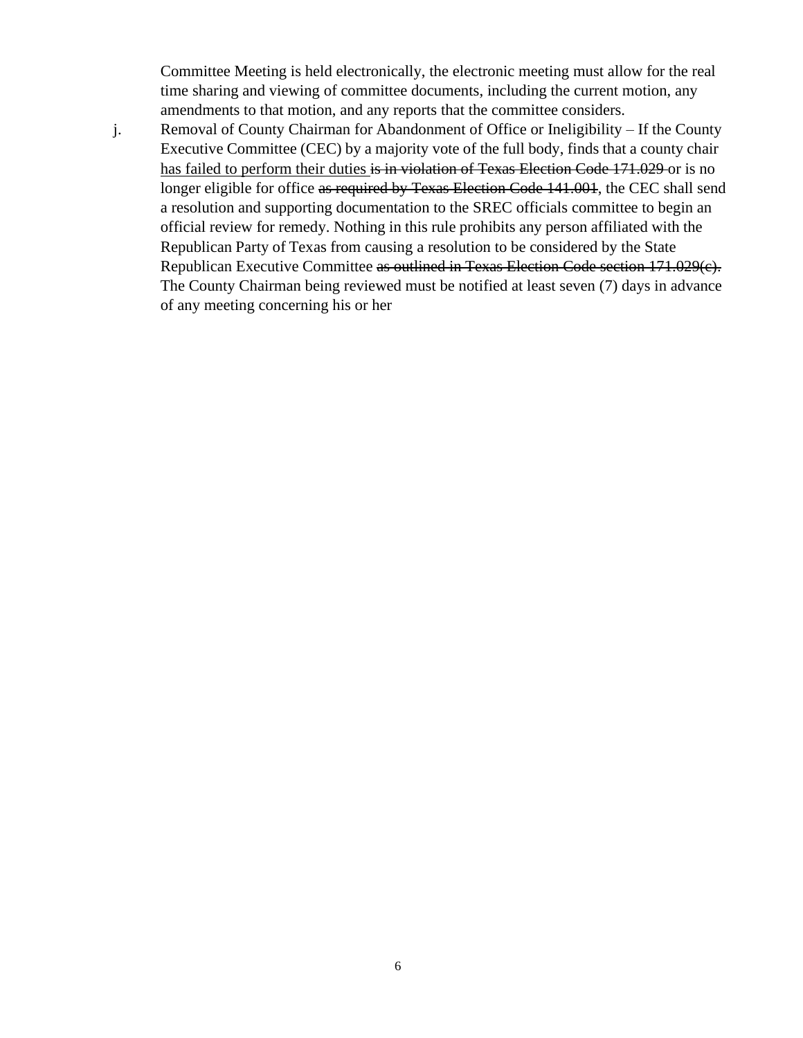Committee Meeting is held electronically, the electronic meeting must allow for the real time sharing and viewing of committee documents, including the current motion, any amendments to that motion, and any reports that the committee considers.

j. Removal of County Chairman for Abandonment of Office or Ineligibility – If the County Executive Committee (CEC) by a majority vote of the full body, finds that a county chair <u>has failed to perform their duties</u> ~~is in violation of Texas Election Code 171.029~~ or is no longer eligible for office ~~as required by Texas Election Code 141.001~~, the CEC shall send a resolution and supporting documentation to the SREC officials committee to begin an official review for remedy. Nothing in this rule prohibits any person affiliated with the Republican Party of Texas from causing a resolution to be considered by the State Republican Executive Committee ~~as outlined in Texas Election Code section 171.029(c).~~ The County Chairman being reviewed must be notified at least seven (7) days in advance of any meeting concerning his or her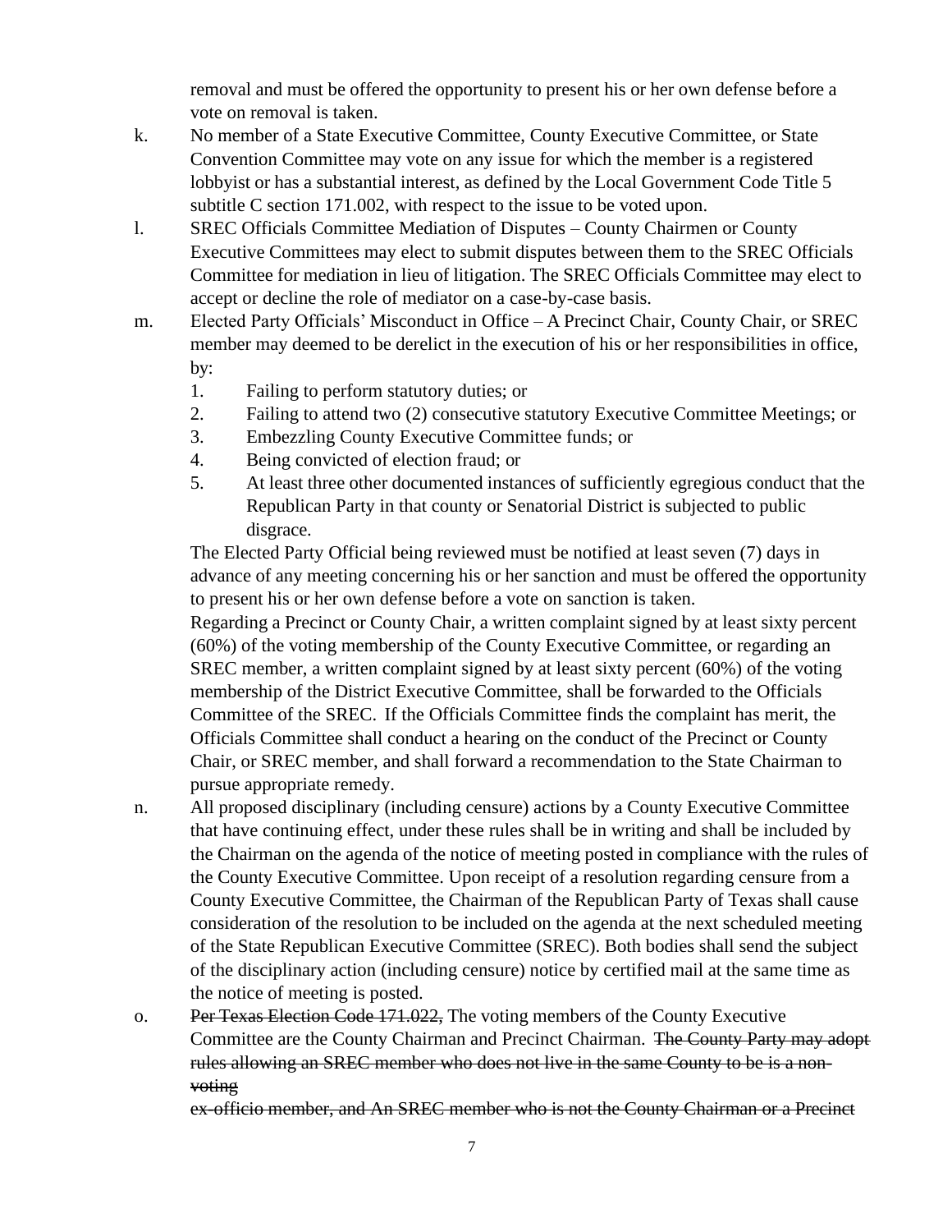removal and must be offered the opportunity to present his or her own defense before a vote on removal is taken.

k. No member of a State Executive Committee, County Executive Committee, or State Convention Committee may vote on any issue for which the member is a registered lobbyist or has a substantial interest, as defined by the Local Government Code Title 5 subtitle C section 171.002, with respect to the issue to be voted upon.

l. SREC Officials Committee Mediation of Disputes – County Chairmen or County Executive Committees may elect to submit disputes between them to the SREC Officials Committee for mediation in lieu of litigation. The SREC Officials Committee may elect to accept or decline the role of mediator on a case-by-case basis.

m. Elected Party Officials' Misconduct in Office – A Precinct Chair, County Chair, or SREC member may deemed to be derelict in the execution of his or her responsibilities in office, by:

   1. Failing to perform statutory duties; or
   2. Failing to attend two (2) consecutive statutory Executive Committee Meetings; or
   3. Embezzling County Executive Committee funds; or
   4. Being convicted of election fraud; or
   5. At least three other documented instances of sufficiently egregious conduct that the Republican Party in that county or Senatorial District is subjected to public disgrace.

   The Elected Party Official being reviewed must be notified at least seven (7) days in advance of any meeting concerning his or her sanction and must be offered the opportunity to present his or her own defense before a vote on sanction is taken.

   Regarding a Precinct or County Chair, a written complaint signed by at least sixty percent (60%) of the voting membership of the County Executive Committee, or regarding an SREC member, a written complaint signed by at least sixty percent (60%) of the voting membership of the District Executive Committee, shall be forwarded to the Officials Committee of the SREC. If the Officials Committee finds the complaint has merit, the Officials Committee shall conduct a hearing on the conduct of the Precinct or County Chair, or SREC member, and shall forward a recommendation to the State Chairman to pursue appropriate remedy.

n. All proposed disciplinary (including censure) actions by a County Executive Committee that have continuing effect, under these rules shall be in writing and shall be included by the Chairman on the agenda of the notice of meeting posted in compliance with the rules of the County Executive Committee. Upon receipt of a resolution regarding censure from a County Executive Committee, the Chairman of the Republican Party of Texas shall cause consideration of the resolution to be included on the agenda at the next scheduled meeting of the State Republican Executive Committee (SREC). Both bodies shall send the subject of the disciplinary action (including censure) notice by certified mail at the same time as the notice of meeting is posted.

o. ~~Per Texas Election Code 171.022,~~ The voting members of the County Executive Committee are the County Chairman and Precinct Chairman. ~~The County Party may adopt rules allowing an SREC member who does not live in the same County to be is a non-voting ex-officio member, and An SREC member who is not the County Chairman or a Precinct~~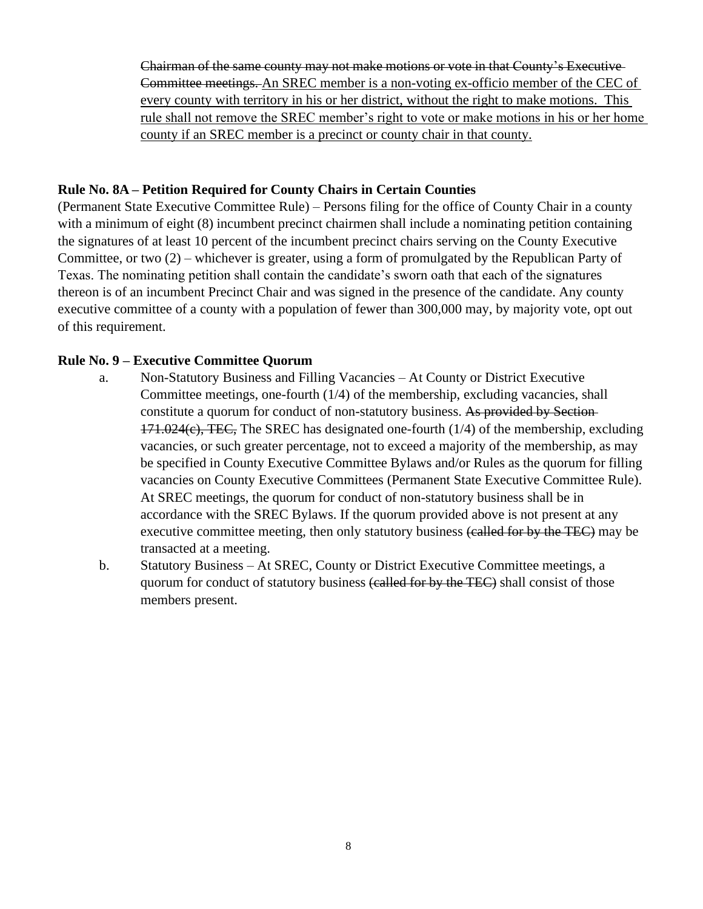~~Chairman of the same county may not make motions or vote in that County's Executive Committee meetings.~~ <u>An SREC member is a non-voting ex-officio member of the CEC of every county with territory in his or her district, without the right to make motions. This rule shall not remove the SREC member's right to vote or make motions in his or her home county if an SREC member is a precinct or county chair in that county.</u>

**Rule No. 8A – Petition Required for County Chairs in Certain Counties**

(Permanent State Executive Committee Rule) – Persons filing for the office of County Chair in a county with a minimum of eight (8) incumbent precinct chairmen shall include a nominating petition containing the signatures of at least 10 percent of the incumbent precinct chairs serving on the County Executive Committee, or two (2) – whichever is greater, using a form of promulgated by the Republican Party of Texas. The nominating petition shall contain the candidate's sworn oath that each of the signatures thereon is of an incumbent Precinct Chair and was signed in the presence of the candidate. Any county executive committee of a county with a population of fewer than 300,000 may, by majority vote, opt out of this requirement.

**Rule No. 9 – Executive Committee Quorum**

a. Non-Statutory Business and Filling Vacancies – At County or District Executive Committee meetings, one-fourth (1/4) of the membership, excluding vacancies, shall constitute a quorum for conduct of non-statutory business. ~~As provided by Section 171.024(c), TEC,~~ The SREC has designated one-fourth (1/4) of the membership, excluding vacancies, or such greater percentage, not to exceed a majority of the membership, as may be specified in County Executive Committee Bylaws and/or Rules as the quorum for filling vacancies on County Executive Committees (Permanent State Executive Committee Rule). At SREC meetings, the quorum for conduct of non-statutory business shall be in accordance with the SREC Bylaws. If the quorum provided above is not present at any executive committee meeting, then only statutory business ~~(called for by the TEC)~~ may be transacted at a meeting.

b. Statutory Business – At SREC, County or District Executive Committee meetings, a quorum for conduct of statutory business ~~(called for by the TEC)~~ shall consist of those members present.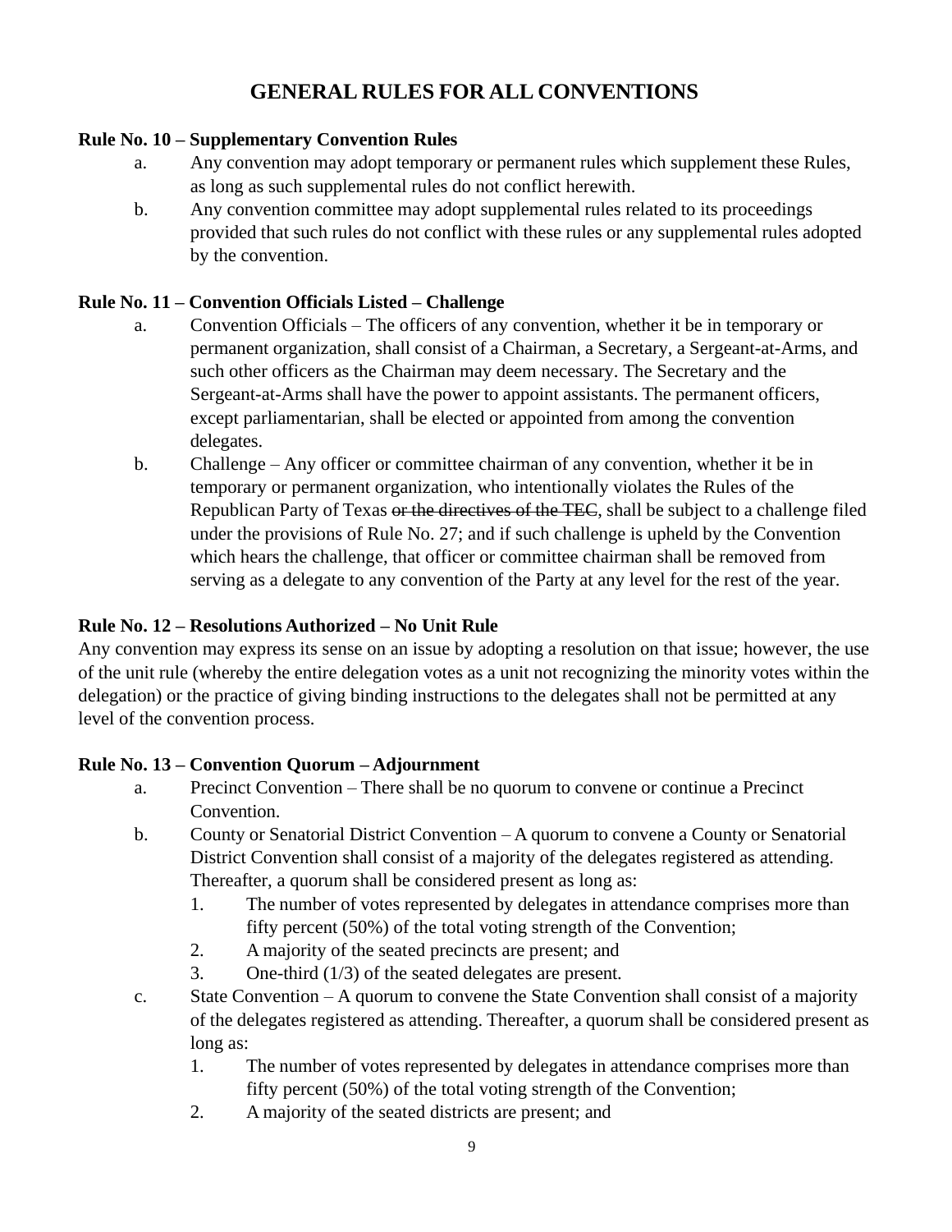# GENERAL RULES FOR ALL CONVENTIONS

**Rule No. 10 – Supplementary Convention Rules**

a. Any convention may adopt temporary or permanent rules which supplement these Rules, as long as such supplemental rules do not conflict herewith.

b. Any convention committee may adopt supplemental rules related to its proceedings provided that such rules do not conflict with these rules or any supplemental rules adopted by the convention.

**Rule No. 11 – Convention Officials Listed – Challenge**

a. Convention Officials – The officers of any convention, whether it be in temporary or permanent organization, shall consist of a Chairman, a Secretary, a Sergeant-at-Arms, and such other officers as the Chairman may deem necessary. The Secretary and the Sergeant-at-Arms shall have the power to appoint assistants. The permanent officers, except parliamentarian, shall be elected or appointed from among the convention delegates.

b. Challenge – Any officer or committee chairman of any convention, whether it be in temporary or permanent organization, who intentionally violates the Rules of the Republican Party of Texas ~~or the directives of the TEC~~, shall be subject to a challenge filed under the provisions of Rule No. 27; and if such challenge is upheld by the Convention which hears the challenge, that officer or committee chairman shall be removed from serving as a delegate to any convention of the Party at any level for the rest of the year.

**Rule No. 12 – Resolutions Authorized – No Unit Rule**

Any convention may express its sense on an issue by adopting a resolution on that issue; however, the use of the unit rule (whereby the entire delegation votes as a unit not recognizing the minority votes within the delegation) or the practice of giving binding instructions to the delegates shall not be permitted at any level of the convention process.

**Rule No. 13 – Convention Quorum – Adjournment**

a. Precinct Convention – There shall be no quorum to convene or continue a Precinct Convention.

b. County or Senatorial District Convention – A quorum to convene a County or Senatorial District Convention shall consist of a majority of the delegates registered as attending. Thereafter, a quorum shall be considered present as long as:
   1. The number of votes represented by delegates in attendance comprises more than fifty percent (50%) of the total voting strength of the Convention;
   2. A majority of the seated precincts are present; and
   3. One-third (1/3) of the seated delegates are present.

c. State Convention – A quorum to convene the State Convention shall consist of a majority of the delegates registered as attending. Thereafter, a quorum shall be considered present as long as:
   1. The number of votes represented by delegates in attendance comprises more than fifty percent (50%) of the total voting strength of the Convention;
   2. A majority of the seated districts are present; and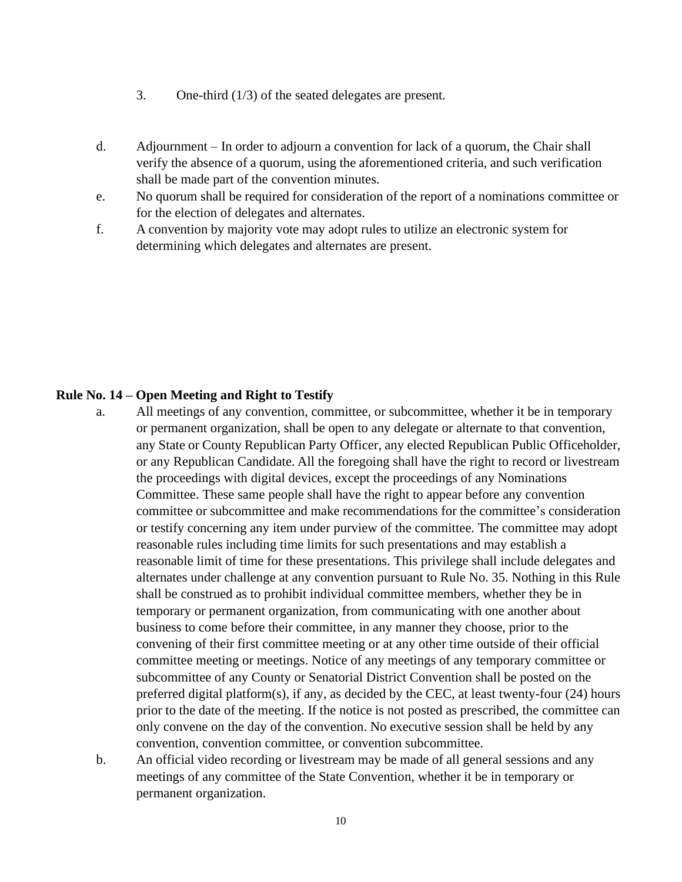3. One-third (1/3) of the seated delegates are present.

d. Adjournment – In order to adjourn a convention for lack of a quorum, the Chair shall verify the absence of a quorum, using the aforementioned criteria, and such verification shall be made part of the convention minutes.

e. No quorum shall be required for consideration of the report of a nominations committee or for the election of delegates and alternates.

f. A convention by majority vote may adopt rules to utilize an electronic system for determining which delegates and alternates are present.

**Rule No. 14 – Open Meeting and Right to Testify**

a. All meetings of any convention, committee, or subcommittee, whether it be in temporary or permanent organization, shall be open to any delegate or alternate to that convention, any State or County Republican Party Officer, any elected Republican Public Officeholder, or any Republican Candidate. All the foregoing shall have the right to record or livestream the proceedings with digital devices, except the proceedings of any Nominations Committee. These same people shall have the right to appear before any convention committee or subcommittee and make recommendations for the committee's consideration or testify concerning any item under purview of the committee. The committee may adopt reasonable rules including time limits for such presentations and may establish a reasonable limit of time for these presentations. This privilege shall include delegates and alternates under challenge at any convention pursuant to Rule No. 35. Nothing in this Rule shall be construed as to prohibit individual committee members, whether they be in temporary or permanent organization, from communicating with one another about business to come before their committee, in any manner they choose, prior to the convening of their first committee meeting or at any other time outside of their official committee meeting or meetings. Notice of any meetings of any temporary committee or subcommittee of any County or Senatorial District Convention shall be posted on the preferred digital platform(s), if any, as decided by the CEC, at least twenty-four (24) hours prior to the date of the meeting. If the notice is not posted as prescribed, the committee can only convene on the day of the convention. No executive session shall be held by any convention, convention committee, or convention subcommittee.

b. An official video recording or livestream may be made of all general sessions and any meetings of any committee of the State Convention, whether it be in temporary or permanent organization.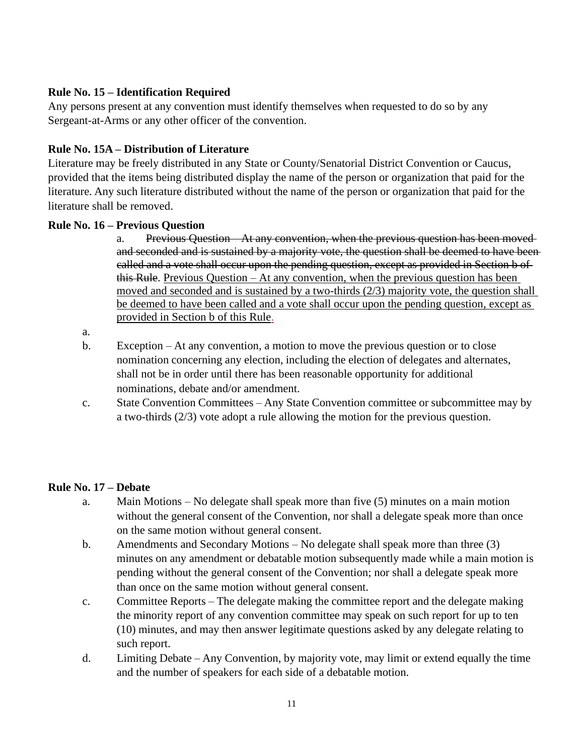**Rule No. 15 – Identification Required**

Any persons present at any convention must identify themselves when requested to do so by any Sergeant-at-Arms or any other officer of the convention.

**Rule No. 15A – Distribution of Literature**

Literature may be freely distributed in any State or County/Senatorial District Convention or Caucus, provided that the items being distributed display the name of the person or organization that paid for the literature. Any such literature distributed without the name of the person or organization that paid for the literature shall be removed.

**Rule No. 16 – Previous Question**

a. ~~Previous Question – At any convention, when the previous question has been moved and seconded and is sustained by a majority vote, the question shall be deemed to have been called and a vote shall occur upon the pending question, except as provided in Section b of this Rule~~. <u>Previous Question – At any convention, when the previous question has been moved and seconded and is sustained by a two-thirds (2/3) majority vote, the question shall be deemed to have been called and a vote shall occur upon the pending question, except as provided in Section b of this Rule.</u>

a.

b. Exception – At any convention, a motion to move the previous question or to close nomination concerning any election, including the election of delegates and alternates, shall not be in order until there has been reasonable opportunity for additional nominations, debate and/or amendment.

c. State Convention Committees – Any State Convention committee or subcommittee may by a two-thirds (2/3) vote adopt a rule allowing the motion for the previous question.

**Rule No. 17 – Debate**

a. Main Motions – No delegate shall speak more than five (5) minutes on a main motion without the general consent of the Convention, nor shall a delegate speak more than once on the same motion without general consent.

b. Amendments and Secondary Motions – No delegate shall speak more than three (3) minutes on any amendment or debatable motion subsequently made while a main motion is pending without the general consent of the Convention; nor shall a delegate speak more than once on the same motion without general consent.

c. Committee Reports – The delegate making the committee report and the delegate making the minority report of any convention committee may speak on such report for up to ten (10) minutes, and may then answer legitimate questions asked by any delegate relating to such report.

d. Limiting Debate – Any Convention, by majority vote, may limit or extend equally the time and the number of speakers for each side of a debatable motion.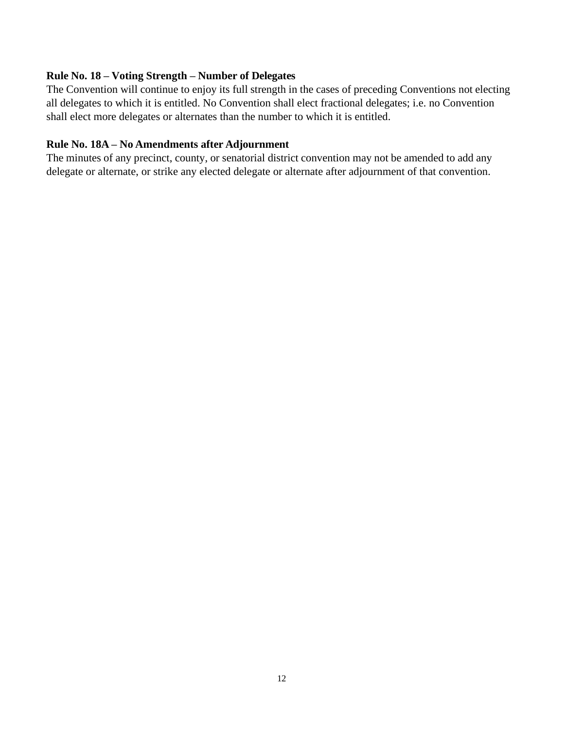**Rule No. 18 – Voting Strength – Number of Delegates**

The Convention will continue to enjoy its full strength in the cases of preceding Conventions not electing all delegates to which it is entitled. No Convention shall elect fractional delegates; i.e. no Convention shall elect more delegates or alternates than the number to which it is entitled.

**Rule No. 18A – No Amendments after Adjournment**

The minutes of any precinct, county, or senatorial district convention may not be amended to add any delegate or alternate, or strike any elected delegate or alternate after adjournment of that convention.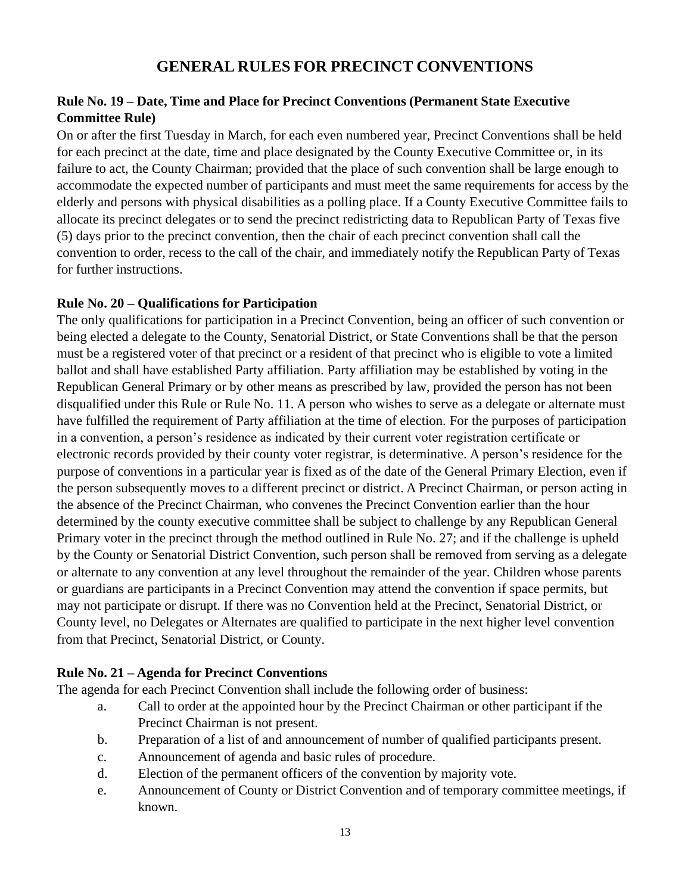# GENERAL RULES FOR PRECINCT CONVENTIONS

**Rule No. 19 – Date, Time and Place for Precinct Conventions (Permanent State Executive Committee Rule)**

On or after the first Tuesday in March, for each even numbered year, Precinct Conventions shall be held for each precinct at the date, time and place designated by the County Executive Committee or, in its failure to act, the County Chairman; provided that the place of such convention shall be large enough to accommodate the expected number of participants and must meet the same requirements for access by the elderly and persons with physical disabilities as a polling place. If a County Executive Committee fails to allocate its precinct delegates or to send the precinct redistricting data to Republican Party of Texas five (5) days prior to the precinct convention, then the chair of each precinct convention shall call the convention to order, recess to the call of the chair, and immediately notify the Republican Party of Texas for further instructions.

**Rule No. 20 – Qualifications for Participation**

The only qualifications for participation in a Precinct Convention, being an officer of such convention or being elected a delegate to the County, Senatorial District, or State Conventions shall be that the person must be a registered voter of that precinct or a resident of that precinct who is eligible to vote a limited ballot and shall have established Party affiliation. Party affiliation may be established by voting in the Republican General Primary or by other means as prescribed by law, provided the person has not been disqualified under this Rule or Rule No. 11. A person who wishes to serve as a delegate or alternate must have fulfilled the requirement of Party affiliation at the time of election. For the purposes of participation in a convention, a person's residence as indicated by their current voter registration certificate or electronic records provided by their county voter registrar, is determinative. A person's residence for the purpose of conventions in a particular year is fixed as of the date of the General Primary Election, even if the person subsequently moves to a different precinct or district. A Precinct Chairman, or person acting in the absence of the Precinct Chairman, who convenes the Precinct Convention earlier than the hour determined by the county executive committee shall be subject to challenge by any Republican General Primary voter in the precinct through the method outlined in Rule No. 27; and if the challenge is upheld by the County or Senatorial District Convention, such person shall be removed from serving as a delegate or alternate to any convention at any level throughout the remainder of the year. Children whose parents or guardians are participants in a Precinct Convention may attend the convention if space permits, but may not participate or disrupt. If there was no Convention held at the Precinct, Senatorial District, or County level, no Delegates or Alternates are qualified to participate in the next higher level convention from that Precinct, Senatorial District, or County.

**Rule No. 21 – Agenda for Precinct Conventions**

The agenda for each Precinct Convention shall include the following order of business:

a. Call to order at the appointed hour by the Precinct Chairman or other participant if the Precinct Chairman is not present.
b. Preparation of a list of and announcement of number of qualified participants present.
c. Announcement of agenda and basic rules of procedure.
d. Election of the permanent officers of the convention by majority vote.
e. Announcement of County or District Convention and of temporary committee meetings, if known.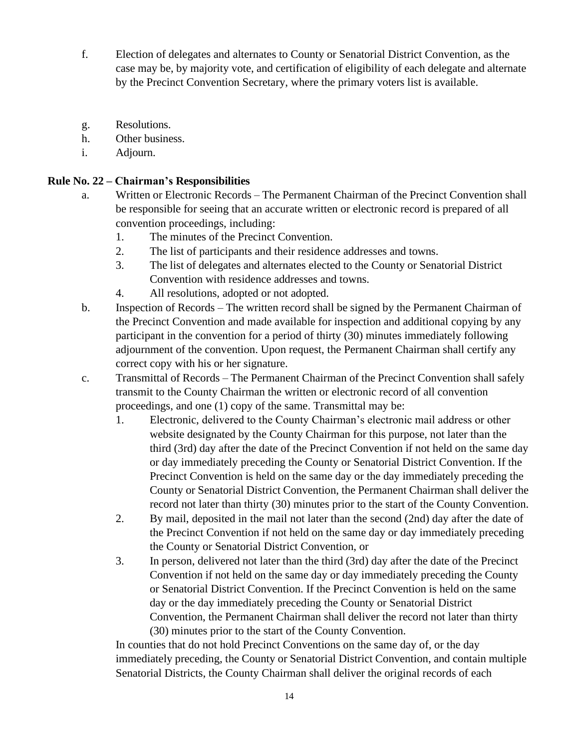f. Election of delegates and alternates to County or Senatorial District Convention, as the case may be, by majority vote, and certification of eligibility of each delegate and alternate by the Precinct Convention Secretary, where the primary voters list is available.

g. Resolutions.
h. Other business.
i. Adjourn.

**Rule No. 22 – Chairman's Responsibilities**

a. Written or Electronic Records – The Permanent Chairman of the Precinct Convention shall be responsible for seeing that an accurate written or electronic record is prepared of all convention proceedings, including:
   1. The minutes of the Precinct Convention.
   2. The list of participants and their residence addresses and towns.
   3. The list of delegates and alternates elected to the County or Senatorial District Convention with residence addresses and towns.
   4. All resolutions, adopted or not adopted.

b. Inspection of Records – The written record shall be signed by the Permanent Chairman of the Precinct Convention and made available for inspection and additional copying by any participant in the convention for a period of thirty (30) minutes immediately following adjournment of the convention. Upon request, the Permanent Chairman shall certify any correct copy with his or her signature.

c. Transmittal of Records – The Permanent Chairman of the Precinct Convention shall safely transmit to the County Chairman the written or electronic record of all convention proceedings, and one (1) copy of the same. Transmittal may be:
   1. Electronic, delivered to the County Chairman's electronic mail address or other website designated by the County Chairman for this purpose, not later than the third (3rd) day after the date of the Precinct Convention if not held on the same day or day immediately preceding the County or Senatorial District Convention. If the Precinct Convention is held on the same day or the day immediately preceding the County or Senatorial District Convention, the Permanent Chairman shall deliver the record not later than thirty (30) minutes prior to the start of the County Convention.
   2. By mail, deposited in the mail not later than the second (2nd) day after the date of the Precinct Convention if not held on the same day or day immediately preceding the County or Senatorial District Convention, or
   3. In person, delivered not later than the third (3rd) day after the date of the Precinct Convention if not held on the same day or day immediately preceding the County or Senatorial District Convention. If the Precinct Convention is held on the same day or the day immediately preceding the County or Senatorial District Convention, the Permanent Chairman shall deliver the record not later than thirty (30) minutes prior to the start of the County Convention.

   In counties that do not hold Precinct Conventions on the same day of, or the day immediately preceding, the County or Senatorial District Convention, and contain multiple Senatorial Districts, the County Chairman shall deliver the original records of each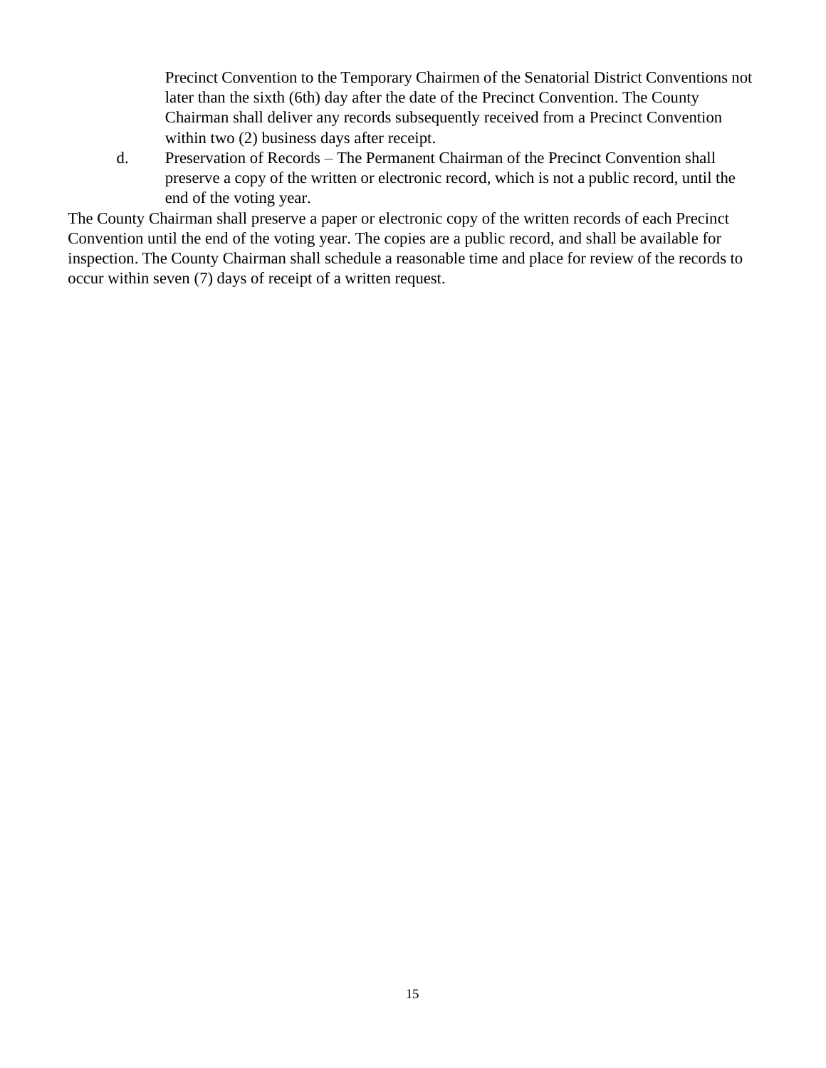Precinct Convention to the Temporary Chairmen of the Senatorial District Conventions not later than the sixth (6th) day after the date of the Precinct Convention. The County Chairman shall deliver any records subsequently received from a Precinct Convention within two (2) business days after receipt.

d. Preservation of Records – The Permanent Chairman of the Precinct Convention shall preserve a copy of the written or electronic record, which is not a public record, until the end of the voting year.

The County Chairman shall preserve a paper or electronic copy of the written records of each Precinct Convention until the end of the voting year. The copies are a public record, and shall be available for inspection. The County Chairman shall schedule a reasonable time and place for review of the records to occur within seven (7) days of receipt of a written request.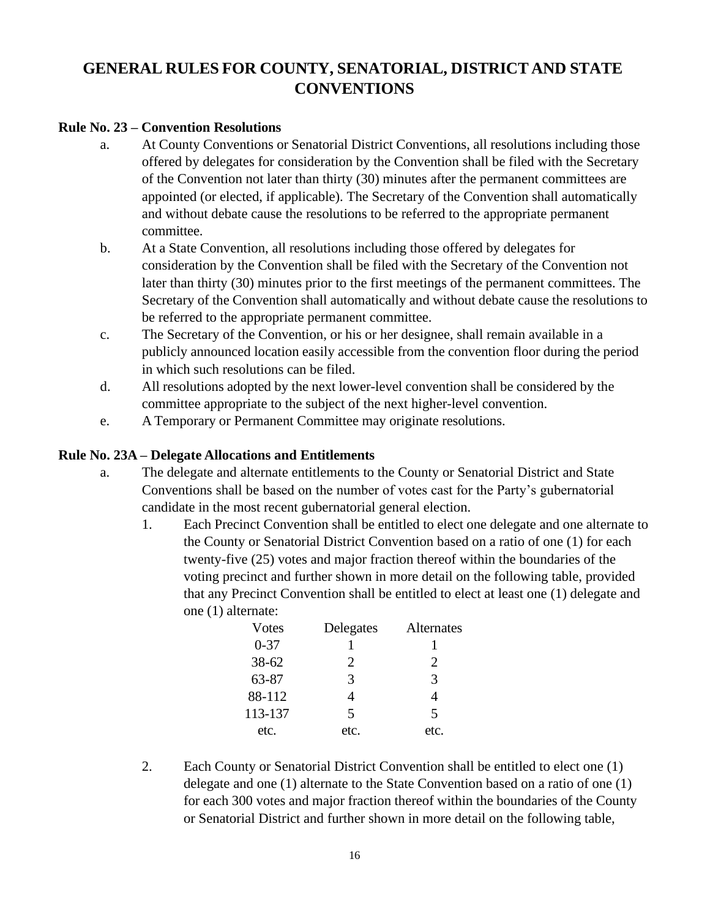# GENERAL RULES FOR COUNTY, SENATORIAL, DISTRICT AND STATE CONVENTIONS

**Rule No. 23 – Convention Resolutions**

a. At County Conventions or Senatorial District Conventions, all resolutions including those offered by delegates for consideration by the Convention shall be filed with the Secretary of the Convention not later than thirty (30) minutes after the permanent committees are appointed (or elected, if applicable). The Secretary of the Convention shall automatically and without debate cause the resolutions to be referred to the appropriate permanent committee.

b. At a State Convention, all resolutions including those offered by delegates for consideration by the Convention shall be filed with the Secretary of the Convention not later than thirty (30) minutes prior to the first meetings of the permanent committees. The Secretary of the Convention shall automatically and without debate cause the resolutions to be referred to the appropriate permanent committee.

c. The Secretary of the Convention, or his or her designee, shall remain available in a publicly announced location easily accessible from the convention floor during the period in which such resolutions can be filed.

d. All resolutions adopted by the next lower-level convention shall be considered by the committee appropriate to the subject of the next higher-level convention.

e. A Temporary or Permanent Committee may originate resolutions.

**Rule No. 23A – Delegate Allocations and Entitlements**

a. The delegate and alternate entitlements to the County or Senatorial District and State Conventions shall be based on the number of votes cast for the Party's gubernatorial candidate in the most recent gubernatorial general election.

1. Each Precinct Convention shall be entitled to elect one delegate and one alternate to the County or Senatorial District Convention based on a ratio of one (1) for each twenty-five (25) votes and major fraction thereof within the boundaries of the voting precinct and further shown in more detail on the following table, provided that any Precinct Convention shall be entitled to elect at least one (1) delegate and one (1) alternate:

| Votes | Delegates | Alternates |
|---|---|---|
| 0-37 | 1 | 1 |
| 38-62 | 2 | 2 |
| 63-87 | 3 | 3 |
| 88-112 | 4 | 4 |
| 113-137 | 5 | 5 |
| etc. | etc. | etc. |

2. Each County or Senatorial District Convention shall be entitled to elect one (1) delegate and one (1) alternate to the State Convention based on a ratio of one (1) for each 300 votes and major fraction thereof within the boundaries of the County or Senatorial District and further shown in more detail on the following table,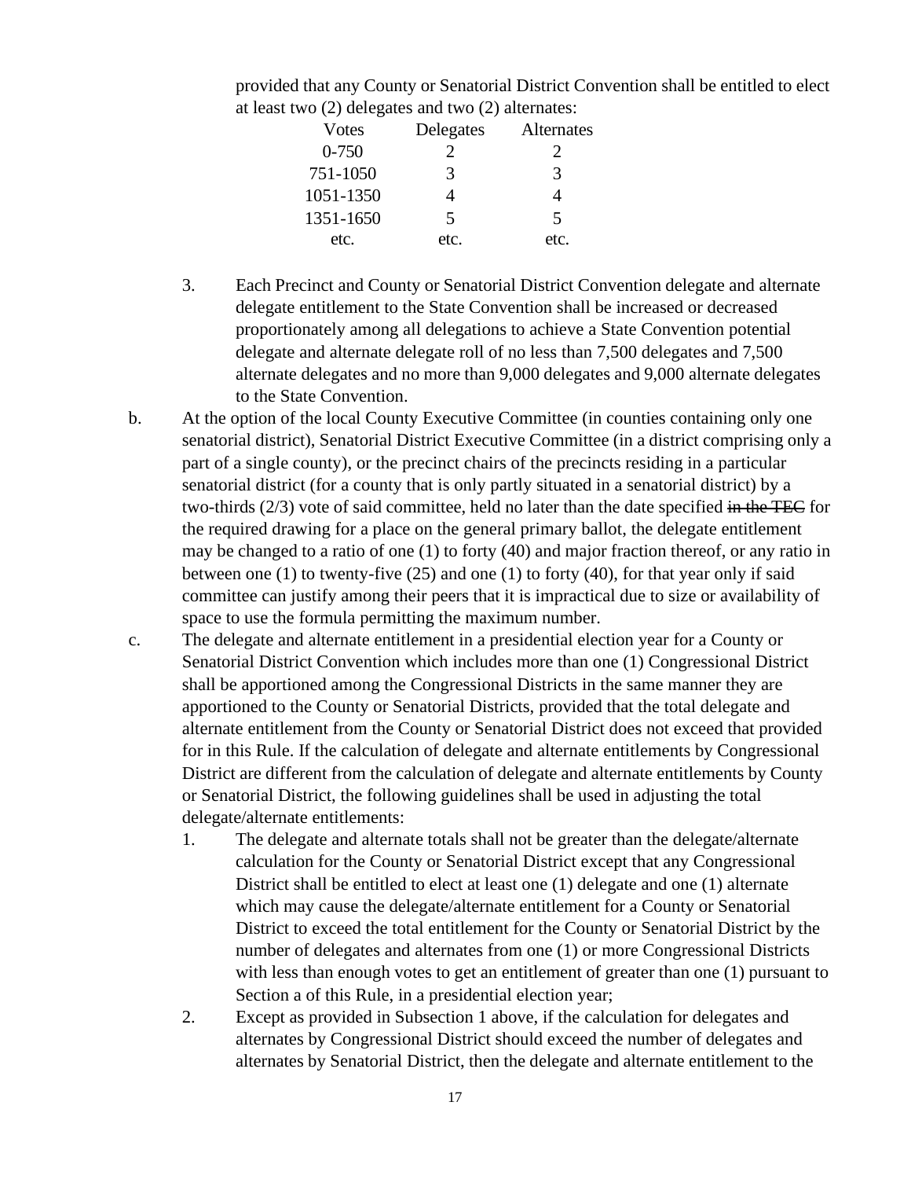provided that any County or Senatorial District Convention shall be entitled to elect at least two (2) delegates and two (2) alternates:

| Votes | Delegates | Alternates |
|---|---|---|
| 0-750 | 2 | 2 |
| 751-1050 | 3 | 3 |
| 1051-1350 | 4 | 4 |
| 1351-1650 | 5 | 5 |
| etc. | etc. | etc. |

3. Each Precinct and County or Senatorial District Convention delegate and alternate delegate entitlement to the State Convention shall be increased or decreased proportionately among all delegations to achieve a State Convention potential delegate and alternate delegate roll of no less than 7,500 delegates and 7,500 alternate delegates and no more than 9,000 delegates and 9,000 alternate delegates to the State Convention.

b. At the option of the local County Executive Committee (in counties containing only one senatorial district), Senatorial District Executive Committee (in a district comprising only a part of a single county), or the precinct chairs of the precincts residing in a particular senatorial district (for a county that is only partly situated in a senatorial district) by a two-thirds (2/3) vote of said committee, held no later than the date specified ~~in the TEC~~ for the required drawing for a place on the general primary ballot, the delegate entitlement may be changed to a ratio of one (1) to forty (40) and major fraction thereof, or any ratio in between one (1) to twenty-five (25) and one (1) to forty (40), for that year only if said committee can justify among their peers that it is impractical due to size or availability of space to use the formula permitting the maximum number.

c. The delegate and alternate entitlement in a presidential election year for a County or Senatorial District Convention which includes more than one (1) Congressional District shall be apportioned among the Congressional Districts in the same manner they are apportioned to the County or Senatorial Districts, provided that the total delegate and alternate entitlement from the County or Senatorial District does not exceed that provided for in this Rule. If the calculation of delegate and alternate entitlements by Congressional District are different from the calculation of delegate and alternate entitlements by County or Senatorial District, the following guidelines shall be used in adjusting the total delegate/alternate entitlements:

1. The delegate and alternate totals shall not be greater than the delegate/alternate calculation for the County or Senatorial District except that any Congressional District shall be entitled to elect at least one (1) delegate and one (1) alternate which may cause the delegate/alternate entitlement for a County or Senatorial District to exceed the total entitlement for the County or Senatorial District by the number of delegates and alternates from one (1) or more Congressional Districts with less than enough votes to get an entitlement of greater than one (1) pursuant to Section a of this Rule, in a presidential election year;
2. Except as provided in Subsection 1 above, if the calculation for delegates and alternates by Congressional District should exceed the number of delegates and alternates by Senatorial District, then the delegate and alternate entitlement to the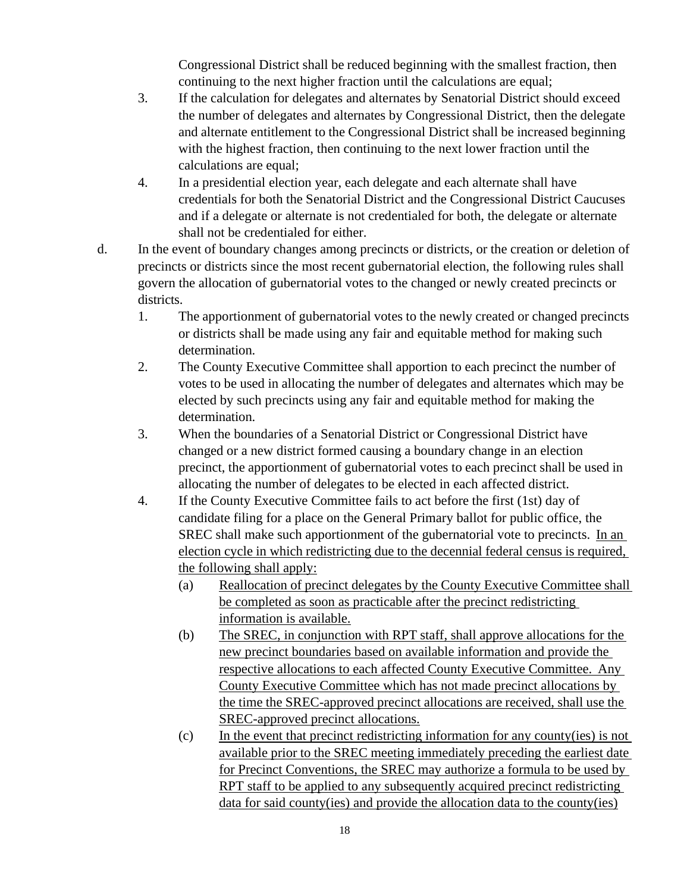Congressional District shall be reduced beginning with the smallest fraction, then continuing to the next higher fraction until the calculations are equal;

3. If the calculation for delegates and alternates by Senatorial District should exceed the number of delegates and alternates by Congressional District, then the delegate and alternate entitlement to the Congressional District shall be increased beginning with the highest fraction, then continuing to the next lower fraction until the calculations are equal;
4. In a presidential election year, each delegate and each alternate shall have credentials for both the Senatorial District and the Congressional District Caucuses and if a delegate or alternate is not credentialed for both, the delegate or alternate shall not be credentialed for either.

d. In the event of boundary changes among precincts or districts, or the creation or deletion of precincts or districts since the most recent gubernatorial election, the following rules shall govern the allocation of gubernatorial votes to the changed or newly created precincts or districts.

1. The apportionment of gubernatorial votes to the newly created or changed precincts or districts shall be made using any fair and equitable method for making such determination.
2. The County Executive Committee shall apportion to each precinct the number of votes to be used in allocating the number of delegates and alternates which may be elected by such precincts using any fair and equitable method for making the determination.
3. When the boundaries of a Senatorial District or Congressional District have changed or a new district formed causing a boundary change in an election precinct, the apportionment of gubernatorial votes to each precinct shall be used in allocating the number of delegates to be elected in each affected district.
4. If the County Executive Committee fails to act before the first (1st) day of candidate filing for a place on the General Primary ballot for public office, the SREC shall make such apportionment of the gubernatorial vote to precincts. <u>In an election cycle in which redistricting due to the decennial federal census is required, the following shall apply:</u>
   (a) <u>Reallocation of precinct delegates by the County Executive Committee shall be completed as soon as practicable after the precinct redistricting information is available.</u>
   (b) <u>The SREC, in conjunction with RPT staff, shall approve allocations for the new precinct boundaries based on available information and provide the respective allocations to each affected County Executive Committee. Any County Executive Committee which has not made precinct allocations by the time the SREC-approved precinct allocations are received, shall use the SREC-approved precinct allocations.</u>
   (c) <u>In the event that precinct redistricting information for any county(ies) is not available prior to the SREC meeting immediately preceding the earliest date for Precinct Conventions, the SREC may authorize a formula to be used by RPT staff to be applied to any subsequently acquired precinct redistricting data for said county(ies) and provide the allocation data to the county(ies)</u>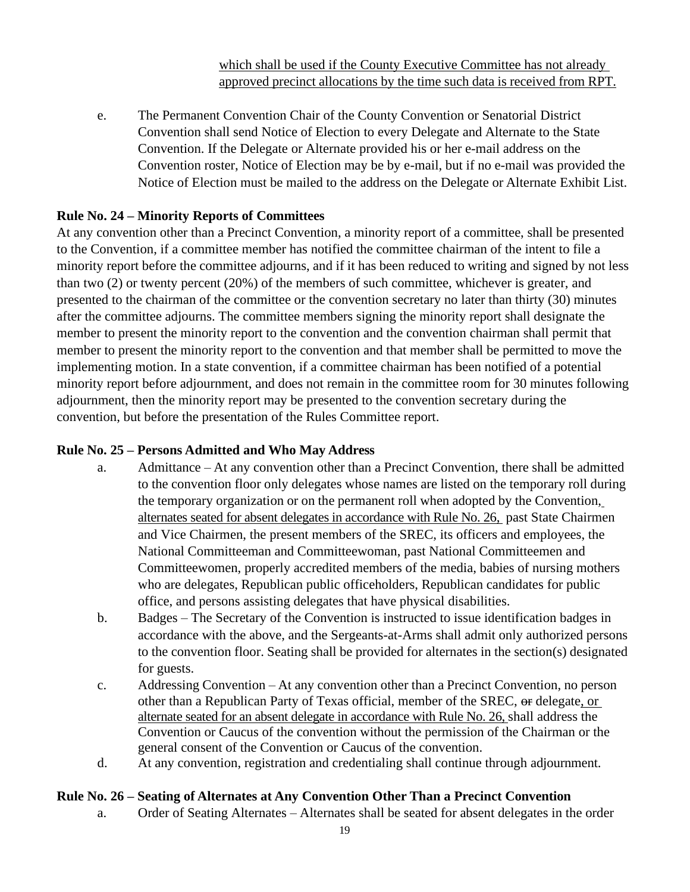which shall be used if the County Executive Committee has not already approved precinct allocations by the time such data is received from RPT.

e. The Permanent Convention Chair of the County Convention or Senatorial District Convention shall send Notice of Election to every Delegate and Alternate to the State Convention. If the Delegate or Alternate provided his or her e-mail address on the Convention roster, Notice of Election may be by e-mail, but if no e-mail was provided the Notice of Election must be mailed to the address on the Delegate or Alternate Exhibit List.

**Rule No. 24 – Minority Reports of Committees**

At any convention other than a Precinct Convention, a minority report of a committee, shall be presented to the Convention, if a committee member has notified the committee chairman of the intent to file a minority report before the committee adjourns, and if it has been reduced to writing and signed by not less than two (2) or twenty percent (20%) of the members of such committee, whichever is greater, and presented to the chairman of the committee or the convention secretary no later than thirty (30) minutes after the committee adjourns. The committee members signing the minority report shall designate the member to present the minority report to the convention and the convention chairman shall permit that member to present the minority report to the convention and that member shall be permitted to move the implementing motion. In a state convention, if a committee chairman has been notified of a potential minority report before adjournment, and does not remain in the committee room for 30 minutes following adjournment, then the minority report may be presented to the convention secretary during the convention, but before the presentation of the Rules Committee report.

**Rule No. 25 – Persons Admitted and Who May Address**

a. Admittance – At any convention other than a Precinct Convention, there shall be admitted to the convention floor only delegates whose names are listed on the temporary roll during the temporary organization or on the permanent roll when adopted by the Convention, alternates seated for absent delegates in accordance with Rule No. 26, past State Chairmen and Vice Chairmen, the present members of the SREC, its officers and employees, the National Committeeman and Committeewoman, past National Committeemen and Committeewomen, properly accredited members of the media, babies of nursing mothers who are delegates, Republican public officeholders, Republican candidates for public office, and persons assisting delegates that have physical disabilities.

b. Badges – The Secretary of the Convention is instructed to issue identification badges in accordance with the above, and the Sergeants-at-Arms shall admit only authorized persons to the convention floor. Seating shall be provided for alternates in the section(s) designated for guests.

c. Addressing Convention – At any convention other than a Precinct Convention, no person other than a Republican Party of Texas official, member of the SREC, ~~or~~ delegate, or alternate seated for an absent delegate in accordance with Rule No. 26, shall address the Convention or Caucus of the convention without the permission of the Chairman or the general consent of the Convention or Caucus of the convention.

d. At any convention, registration and credentialing shall continue through adjournment.

**Rule No. 26 – Seating of Alternates at Any Convention Other Than a Precinct Convention**

a. Order of Seating Alternates – Alternates shall be seated for absent delegates in the order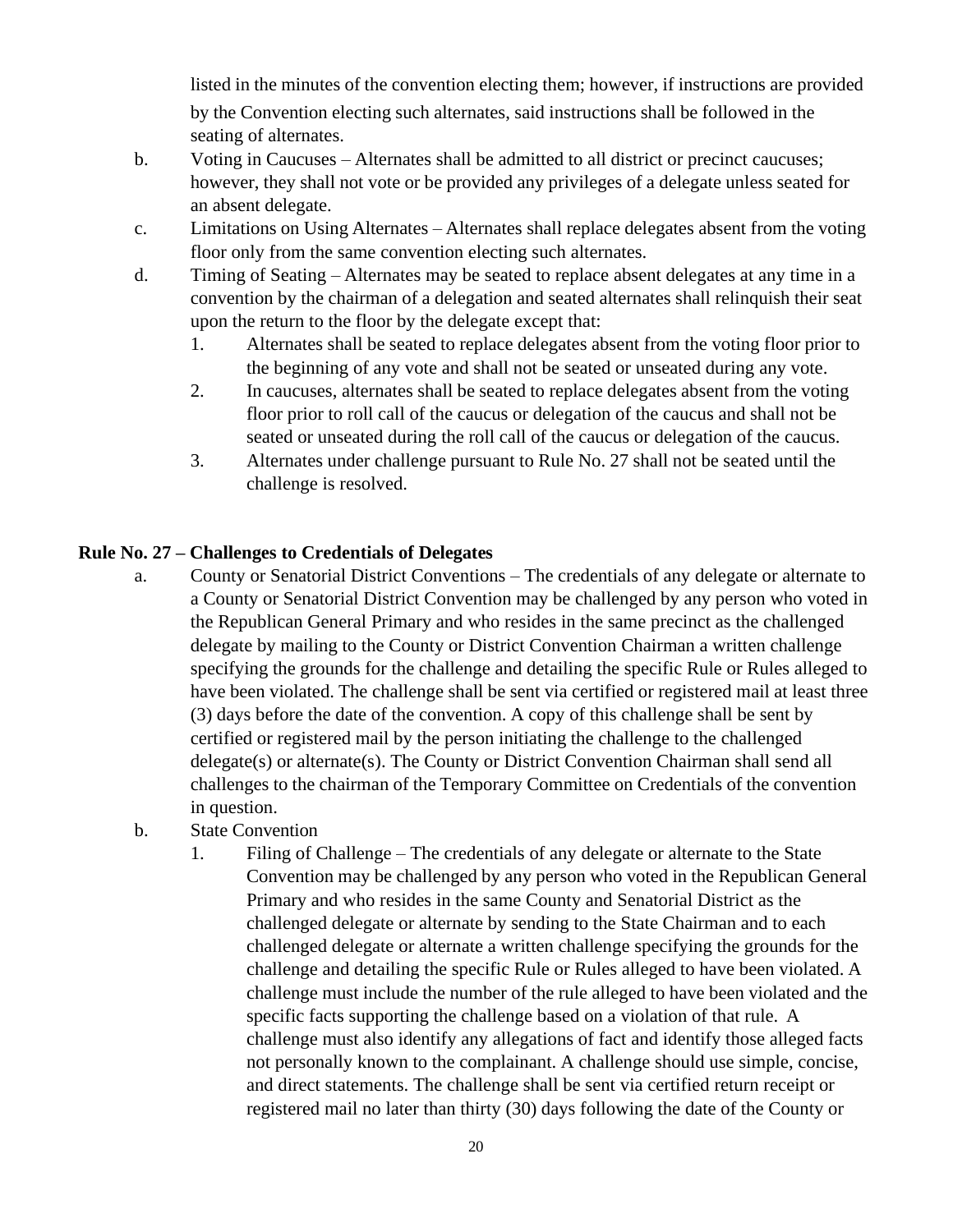listed in the minutes of the convention electing them; however, if instructions are provided by the Convention electing such alternates, said instructions shall be followed in the seating of alternates.

b. Voting in Caucuses – Alternates shall be admitted to all district or precinct caucuses; however, they shall not vote or be provided any privileges of a delegate unless seated for an absent delegate.

c. Limitations on Using Alternates – Alternates shall replace delegates absent from the voting floor only from the same convention electing such alternates.

d. Timing of Seating – Alternates may be seated to replace absent delegates at any time in a convention by the chairman of a delegation and seated alternates shall relinquish their seat upon the return to the floor by the delegate except that:
   1. Alternates shall be seated to replace delegates absent from the voting floor prior to the beginning of any vote and shall not be seated or unseated during any vote.
   2. In caucuses, alternates shall be seated to replace delegates absent from the voting floor prior to roll call of the caucus or delegation of the caucus and shall not be seated or unseated during the roll call of the caucus or delegation of the caucus.
   3. Alternates under challenge pursuant to Rule No. 27 shall not be seated until the challenge is resolved.

**Rule No. 27 – Challenges to Credentials of Delegates**

a. County or Senatorial District Conventions – The credentials of any delegate or alternate to a County or Senatorial District Convention may be challenged by any person who voted in the Republican General Primary and who resides in the same precinct as the challenged delegate by mailing to the County or District Convention Chairman a written challenge specifying the grounds for the challenge and detailing the specific Rule or Rules alleged to have been violated. The challenge shall be sent via certified or registered mail at least three (3) days before the date of the convention. A copy of this challenge shall be sent by certified or registered mail by the person initiating the challenge to the challenged delegate(s) or alternate(s). The County or District Convention Chairman shall send all challenges to the chairman of the Temporary Committee on Credentials of the convention in question.

b. State Convention
   1. Filing of Challenge – The credentials of any delegate or alternate to the State Convention may be challenged by any person who voted in the Republican General Primary and who resides in the same County and Senatorial District as the challenged delegate or alternate by sending to the State Chairman and to each challenged delegate or alternate a written challenge specifying the grounds for the challenge and detailing the specific Rule or Rules alleged to have been violated. A challenge must include the number of the rule alleged to have been violated and the specific facts supporting the challenge based on a violation of that rule. A challenge must also identify any allegations of fact and identify those alleged facts not personally known to the complainant. A challenge should use simple, concise, and direct statements. The challenge shall be sent via certified return receipt or registered mail no later than thirty (30) days following the date of the County or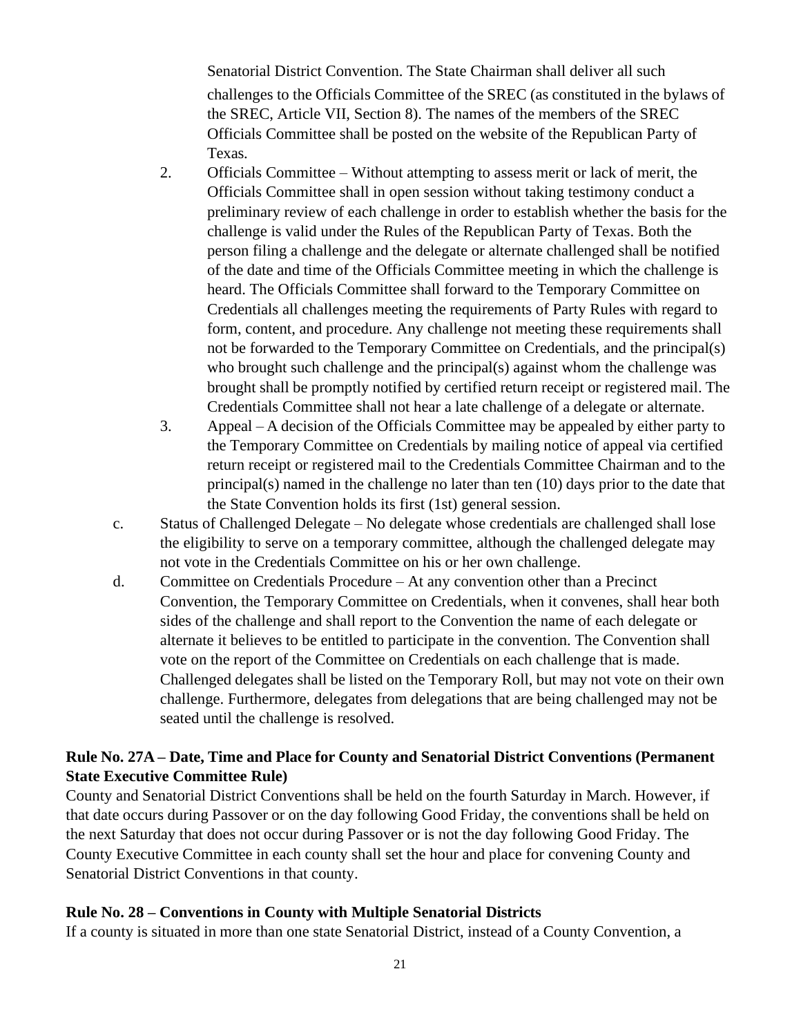Senatorial District Convention. The State Chairman shall deliver all such challenges to the Officials Committee of the SREC (as constituted in the bylaws of the SREC, Article VII, Section 8). The names of the members of the SREC Officials Committee shall be posted on the website of the Republican Party of Texas.

2. Officials Committee – Without attempting to assess merit or lack of merit, the Officials Committee shall in open session without taking testimony conduct a preliminary review of each challenge in order to establish whether the basis for the challenge is valid under the Rules of the Republican Party of Texas. Both the person filing a challenge and the delegate or alternate challenged shall be notified of the date and time of the Officials Committee meeting in which the challenge is heard. The Officials Committee shall forward to the Temporary Committee on Credentials all challenges meeting the requirements of Party Rules with regard to form, content, and procedure. Any challenge not meeting these requirements shall not be forwarded to the Temporary Committee on Credentials, and the principal(s) who brought such challenge and the principal(s) against whom the challenge was brought shall be promptly notified by certified return receipt or registered mail. The Credentials Committee shall not hear a late challenge of a delegate or alternate.

3. Appeal – A decision of the Officials Committee may be appealed by either party to the Temporary Committee on Credentials by mailing notice of appeal via certified return receipt or registered mail to the Credentials Committee Chairman and to the principal(s) named in the challenge no later than ten (10) days prior to the date that the State Convention holds its first (1st) general session.

c. Status of Challenged Delegate – No delegate whose credentials are challenged shall lose the eligibility to serve on a temporary committee, although the challenged delegate may not vote in the Credentials Committee on his or her own challenge.

d. Committee on Credentials Procedure – At any convention other than a Precinct Convention, the Temporary Committee on Credentials, when it convenes, shall hear both sides of the challenge and shall report to the Convention the name of each delegate or alternate it believes to be entitled to participate in the convention. The Convention shall vote on the report of the Committee on Credentials on each challenge that is made. Challenged delegates shall be listed on the Temporary Roll, but may not vote on their own challenge. Furthermore, delegates from delegations that are being challenged may not be seated until the challenge is resolved.

**Rule No. 27A – Date, Time and Place for County and Senatorial District Conventions (Permanent State Executive Committee Rule)**

County and Senatorial District Conventions shall be held on the fourth Saturday in March. However, if that date occurs during Passover or on the day following Good Friday, the conventions shall be held on the next Saturday that does not occur during Passover or is not the day following Good Friday. The County Executive Committee in each county shall set the hour and place for convening County and Senatorial District Conventions in that county.

**Rule No. 28 – Conventions in County with Multiple Senatorial Districts**

If a county is situated in more than one state Senatorial District, instead of a County Convention, a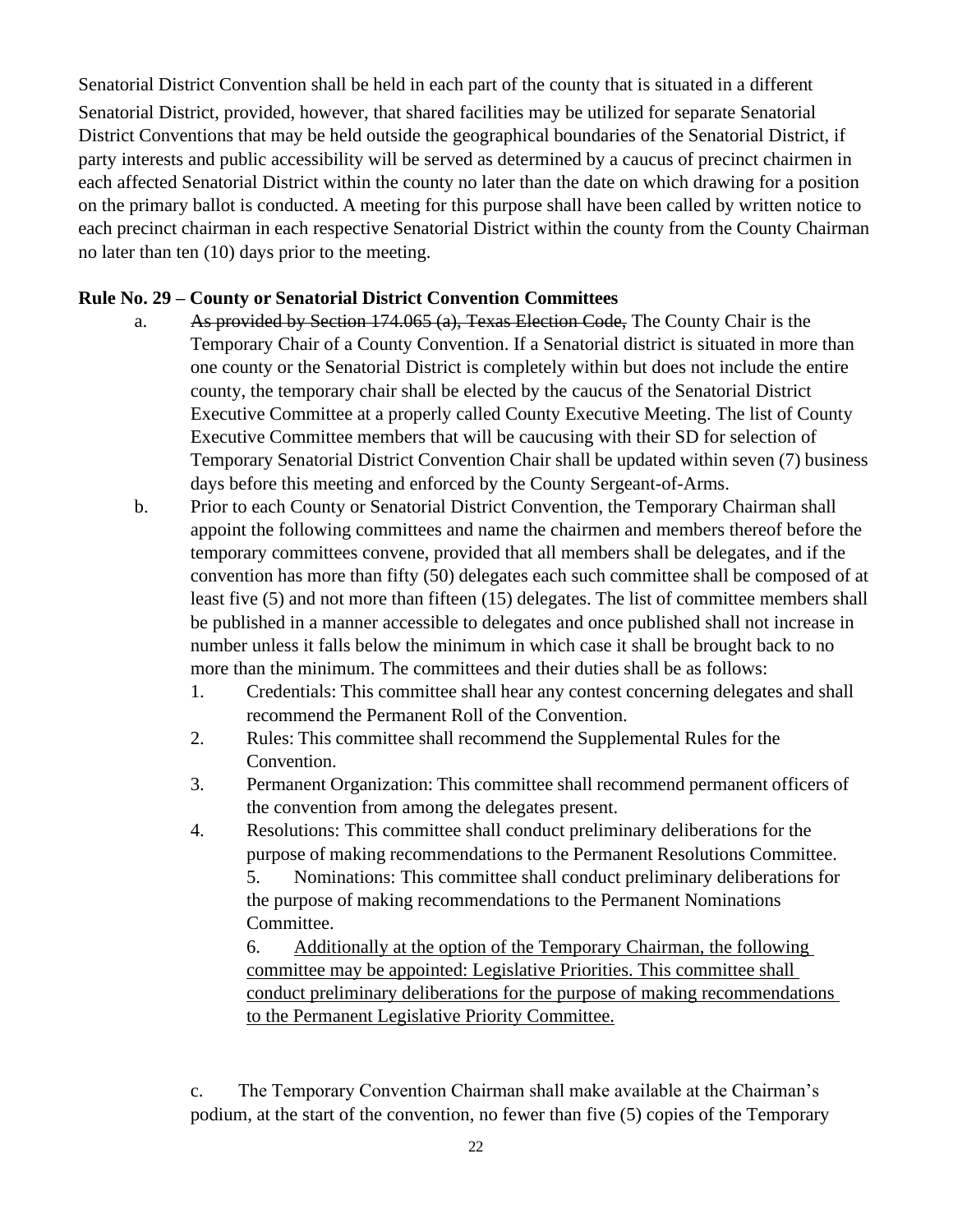Senatorial District Convention shall be held in each part of the county that is situated in a different Senatorial District, provided, however, that shared facilities may be utilized for separate Senatorial District Conventions that may be held outside the geographical boundaries of the Senatorial District, if party interests and public accessibility will be served as determined by a caucus of precinct chairmen in each affected Senatorial District within the county no later than the date on which drawing for a position on the primary ballot is conducted. A meeting for this purpose shall have been called by written notice to each precinct chairman in each respective Senatorial District within the county from the County Chairman no later than ten (10) days prior to the meeting.

**Rule No. 29 – County or Senatorial District Convention Committees**

a. ~~As provided by Section 174.065 (a), Texas Election Code,~~ The County Chair is the Temporary Chair of a County Convention. If a Senatorial district is situated in more than one county or the Senatorial District is completely within but does not include the entire county, the temporary chair shall be elected by the caucus of the Senatorial District Executive Committee at a properly called County Executive Meeting. The list of County Executive Committee members that will be caucusing with their SD for selection of Temporary Senatorial District Convention Chair shall be updated within seven (7) business days before this meeting and enforced by the County Sergeant-of-Arms.

b. Prior to each County or Senatorial District Convention, the Temporary Chairman shall appoint the following committees and name the chairmen and members thereof before the temporary committees convene, provided that all members shall be delegates, and if the convention has more than fifty (50) delegates each such committee shall be composed of at least five (5) and not more than fifteen (15) delegates. The list of committee members shall be published in a manner accessible to delegates and once published shall not increase in number unless it falls below the minimum in which case it shall be brought back to no more than the minimum. The committees and their duties shall be as follows:

1. Credentials: This committee shall hear any contest concerning delegates and shall recommend the Permanent Roll of the Convention.
2. Rules: This committee shall recommend the Supplemental Rules for the Convention.
3. Permanent Organization: This committee shall recommend permanent officers of the convention from among the delegates present.
4. Resolutions: This committee shall conduct preliminary deliberations for the purpose of making recommendations to the Permanent Resolutions Committee.
5. Nominations: This committee shall conduct preliminary deliberations for the purpose of making recommendations to the Permanent Nominations Committee.
6. <u>Additionally at the option of the Temporary Chairman, the following committee may be appointed: Legislative Priorities. This committee shall conduct preliminary deliberations for the purpose of making recommendations to the Permanent Legislative Priority Committee.</u>

c. The Temporary Convention Chairman shall make available at the Chairman's podium, at the start of the convention, no fewer than five (5) copies of the Temporary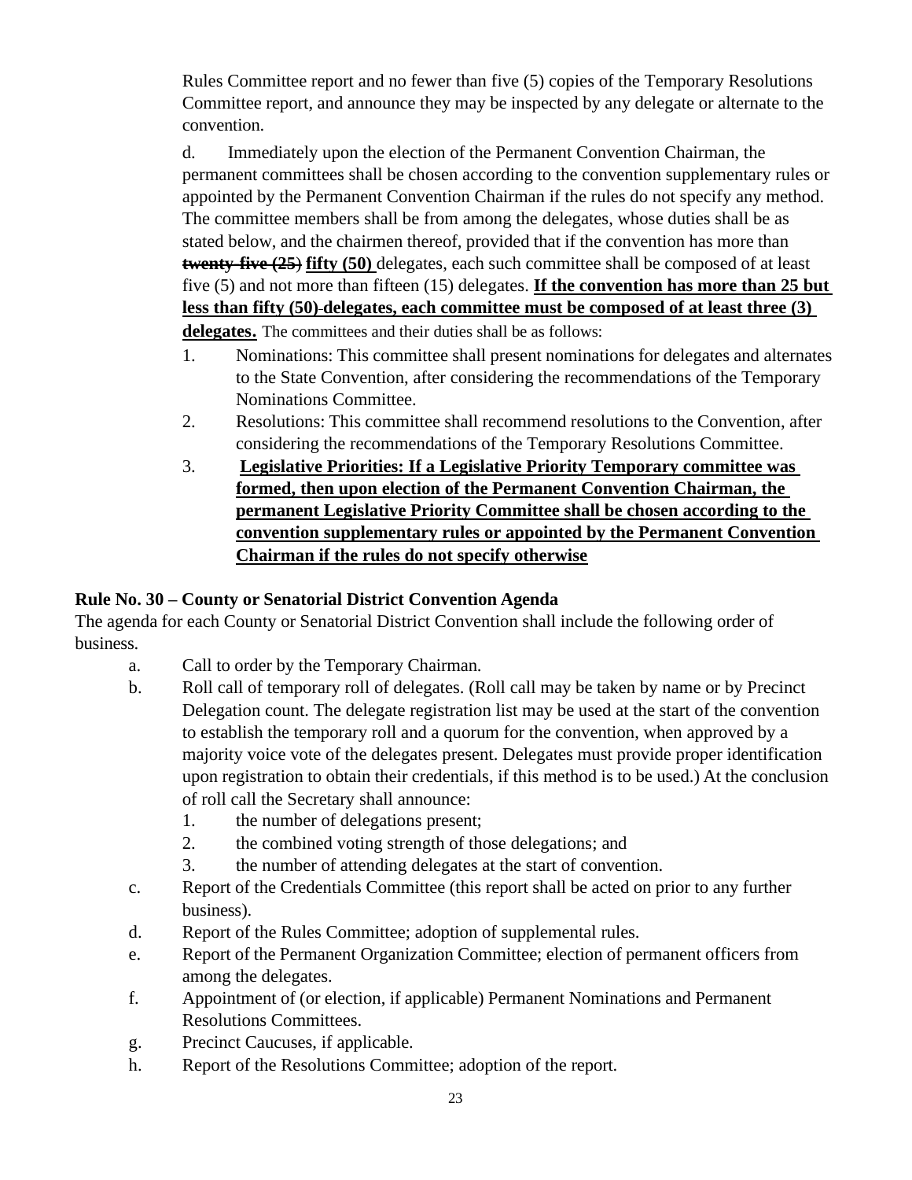Rules Committee report and no fewer than five (5) copies of the Temporary Resolutions Committee report, and announce they may be inspected by any delegate or alternate to the convention.

d. Immediately upon the election of the Permanent Convention Chairman, the permanent committees shall be chosen according to the convention supplementary rules or appointed by the Permanent Convention Chairman if the rules do not specify any method. The committee members shall be from among the delegates, whose duties shall be as stated below, and the chairmen thereof, provided that if the convention has more than ~~twenty-five (25)~~ **fifty (50)** delegates, each such committee shall be composed of at least five (5) and not more than fifteen (15) delegates. **If the convention has more than 25 but less than fifty (50) delegates, each committee must be composed of at least three (3) delegates.** The committees and their duties shall be as follows:

1. Nominations: This committee shall present nominations for delegates and alternates to the State Convention, after considering the recommendations of the Temporary Nominations Committee.
2. Resolutions: This committee shall recommend resolutions to the Convention, after considering the recommendations of the Temporary Resolutions Committee.
3. **Legislative Priorities: If a Legislative Priority Temporary committee was formed, then upon election of the Permanent Convention Chairman, the permanent Legislative Priority Committee shall be chosen according to the convention supplementary rules or appointed by the Permanent Convention Chairman if the rules do not specify otherwise**

**Rule No. 30 – County or Senatorial District Convention Agenda**

The agenda for each County or Senatorial District Convention shall include the following order of business.

a. Call to order by the Temporary Chairman.
b. Roll call of temporary roll of delegates. (Roll call may be taken by name or by Precinct Delegation count. The delegate registration list may be used at the start of the convention to establish the temporary roll and a quorum for the convention, when approved by a majority voice vote of the delegates present. Delegates must provide proper identification upon registration to obtain their credentials, if this method is to be used.) At the conclusion of roll call the Secretary shall announce:
    1. the number of delegations present;
    2. the combined voting strength of those delegations; and
    3. the number of attending delegates at the start of convention.
c. Report of the Credentials Committee (this report shall be acted on prior to any further business).
d. Report of the Rules Committee; adoption of supplemental rules.
e. Report of the Permanent Organization Committee; election of permanent officers from among the delegates.
f. Appointment of (or election, if applicable) Permanent Nominations and Permanent Resolutions Committees.
g. Precinct Caucuses, if applicable.
h. Report of the Resolutions Committee; adoption of the report.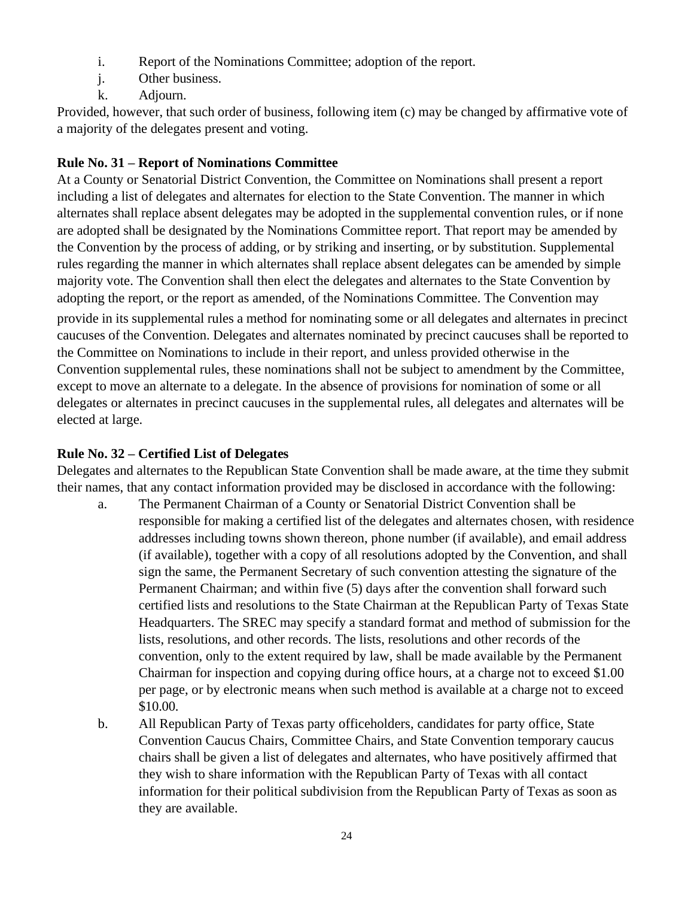i. Report of the Nominations Committee; adoption of the report.
j. Other business.
k. Adjourn.

Provided, however, that such order of business, following item (c) may be changed by affirmative vote of a majority of the delegates present and voting.

**Rule No. 31 – Report of Nominations Committee**

At a County or Senatorial District Convention, the Committee on Nominations shall present a report including a list of delegates and alternates for election to the State Convention. The manner in which alternates shall replace absent delegates may be adopted in the supplemental convention rules, or if none are adopted shall be designated by the Nominations Committee report. That report may be amended by the Convention by the process of adding, or by striking and inserting, or by substitution. Supplemental rules regarding the manner in which alternates shall replace absent delegates can be amended by simple majority vote. The Convention shall then elect the delegates and alternates to the State Convention by adopting the report, or the report as amended, of the Nominations Committee. The Convention may provide in its supplemental rules a method for nominating some or all delegates and alternates in precinct caucuses of the Convention. Delegates and alternates nominated by precinct caucuses shall be reported to the Committee on Nominations to include in their report, and unless provided otherwise in the Convention supplemental rules, these nominations shall not be subject to amendment by the Committee, except to move an alternate to a delegate. In the absence of provisions for nomination of some or all delegates or alternates in precinct caucuses in the supplemental rules, all delegates and alternates will be elected at large.

**Rule No. 32 – Certified List of Delegates**

Delegates and alternates to the Republican State Convention shall be made aware, at the time they submit their names, that any contact information provided may be disclosed in accordance with the following:

a. The Permanent Chairman of a County or Senatorial District Convention shall be responsible for making a certified list of the delegates and alternates chosen, with residence addresses including towns shown thereon, phone number (if available), and email address (if available), together with a copy of all resolutions adopted by the Convention, and shall sign the same, the Permanent Secretary of such convention attesting the signature of the Permanent Chairman; and within five (5) days after the convention shall forward such certified lists and resolutions to the State Chairman at the Republican Party of Texas State Headquarters. The SREC may specify a standard format and method of submission for the lists, resolutions, and other records. The lists, resolutions and other records of the convention, only to the extent required by law, shall be made available by the Permanent Chairman for inspection and copying during office hours, at a charge not to exceed $1.00 per page, or by electronic means when such method is available at a charge not to exceed $10.00.

b. All Republican Party of Texas party officeholders, candidates for party office, State Convention Caucus Chairs, Committee Chairs, and State Convention temporary caucus chairs shall be given a list of delegates and alternates, who have positively affirmed that they wish to share information with the Republican Party of Texas with all contact information for their political subdivision from the Republican Party of Texas as soon as they are available.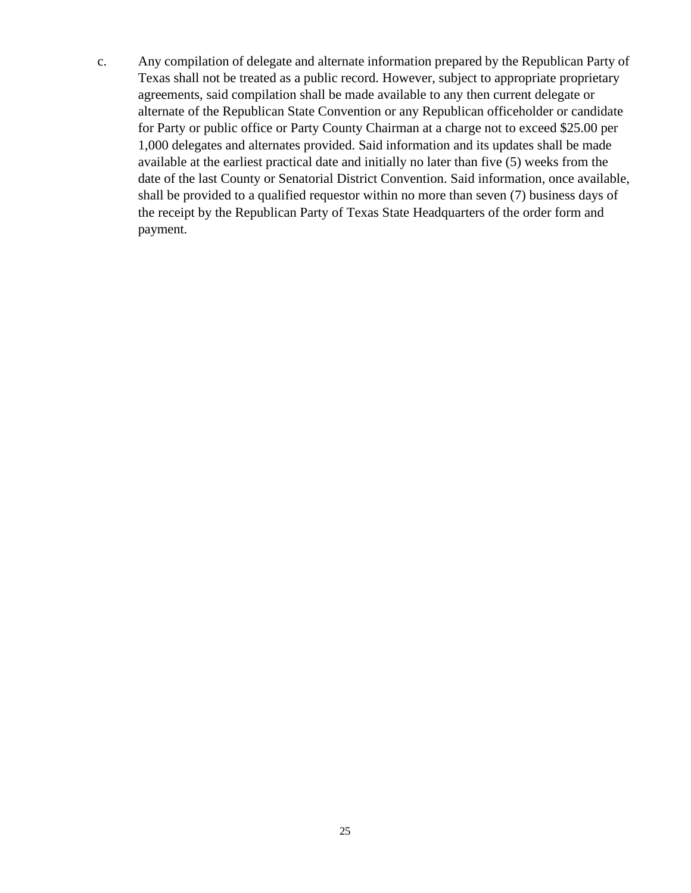c. Any compilation of delegate and alternate information prepared by the Republican Party of Texas shall not be treated as a public record. However, subject to appropriate proprietary agreements, said compilation shall be made available to any then current delegate or alternate of the Republican State Convention or any Republican officeholder or candidate for Party or public office or Party County Chairman at a charge not to exceed $25.00 per 1,000 delegates and alternates provided. Said information and its updates shall be made available at the earliest practical date and initially no later than five (5) weeks from the date of the last County or Senatorial District Convention. Said information, once available, shall be provided to a qualified requestor within no more than seven (7) business days of the receipt by the Republican Party of Texas State Headquarters of the order form and payment.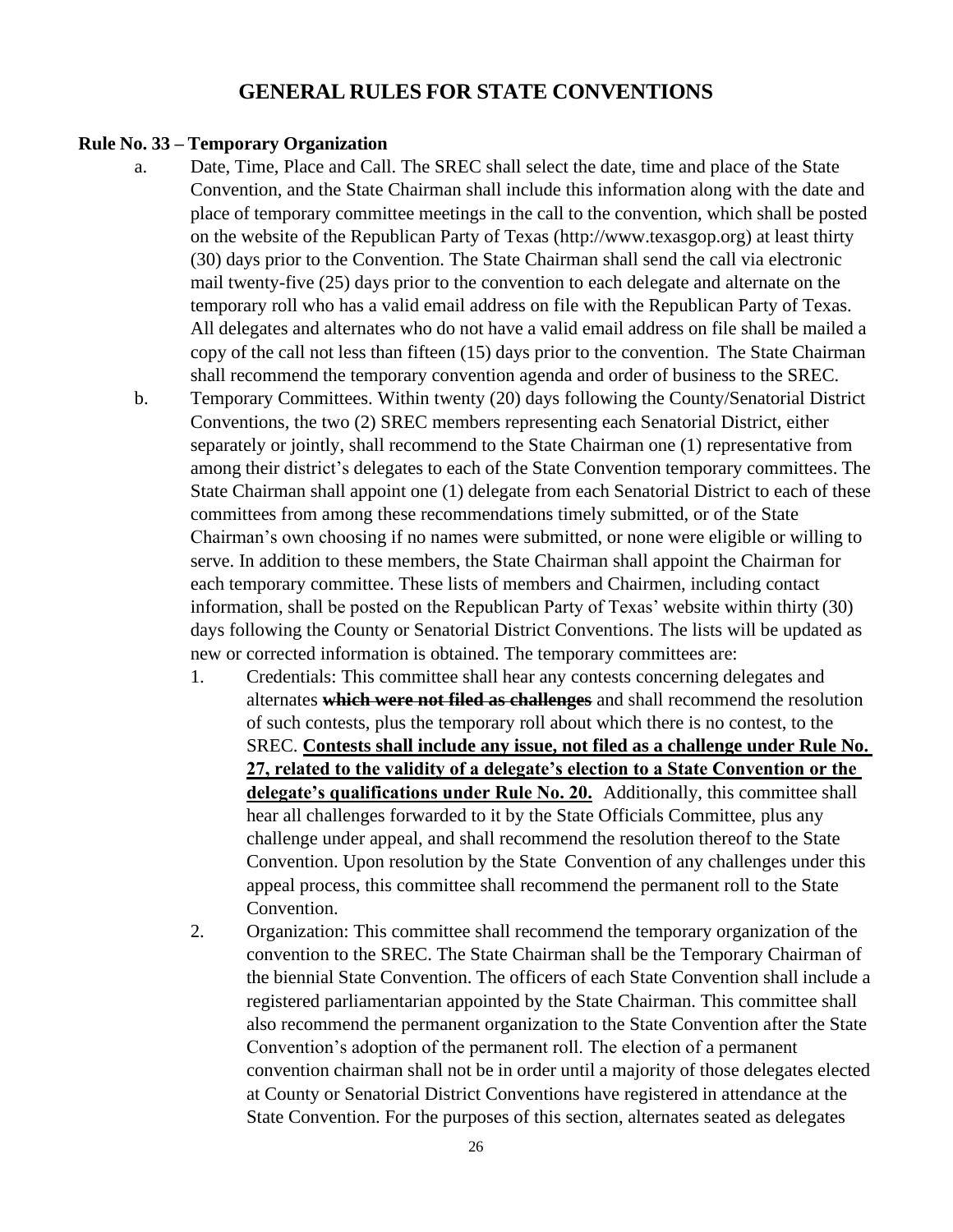# GENERAL RULES FOR STATE CONVENTIONS

**Rule No. 33 – Temporary Organization**

a. Date, Time, Place and Call. The SREC shall select the date, time and place of the State Convention, and the State Chairman shall include this information along with the date and place of temporary committee meetings in the call to the convention, which shall be posted on the website of the Republican Party of Texas (http://www.texasgop.org) at least thirty (30) days prior to the Convention. The State Chairman shall send the call via electronic mail twenty-five (25) days prior to the convention to each delegate and alternate on the temporary roll who has a valid email address on file with the Republican Party of Texas. All delegates and alternates who do not have a valid email address on file shall be mailed a copy of the call not less than fifteen (15) days prior to the convention. The State Chairman shall recommend the temporary convention agenda and order of business to the SREC.

b. Temporary Committees. Within twenty (20) days following the County/Senatorial District Conventions, the two (2) SREC members representing each Senatorial District, either separately or jointly, shall recommend to the State Chairman one (1) representative from among their district's delegates to each of the State Convention temporary committees. The State Chairman shall appoint one (1) delegate from each Senatorial District to each of these committees from among these recommendations timely submitted, or of the State Chairman's own choosing if no names were submitted, or none were eligible or willing to serve. In addition to these members, the State Chairman shall appoint the Chairman for each temporary committee. These lists of members and Chairmen, including contact information, shall be posted on the Republican Party of Texas' website within thirty (30) days following the County or Senatorial District Conventions. The lists will be updated as new or corrected information is obtained. The temporary committees are:

1. Credentials: This committee shall hear any contests concerning delegates and alternates ~~**which were not filed as challenges**~~ and shall recommend the resolution of such contests, plus the temporary roll about which there is no contest, to the SREC. <u>**Contests shall include any issue, not filed as a challenge under Rule No. 27, related to the validity of a delegate's election to a State Convention or the delegate's qualifications under Rule No. 20.**</u> Additionally, this committee shall hear all challenges forwarded to it by the State Officials Committee, plus any challenge under appeal, and shall recommend the resolution thereof to the State Convention. Upon resolution by the State Convention of any challenges under this appeal process, this committee shall recommend the permanent roll to the State Convention.

2. Organization: This committee shall recommend the temporary organization of the convention to the SREC. The State Chairman shall be the Temporary Chairman of the biennial State Convention. The officers of each State Convention shall include a registered parliamentarian appointed by the State Chairman. This committee shall also recommend the permanent organization to the State Convention after the State Convention's adoption of the permanent roll. The election of a permanent convention chairman shall not be in order until a majority of those delegates elected at County or Senatorial District Conventions have registered in attendance at the State Convention. For the purposes of this section, alternates seated as delegates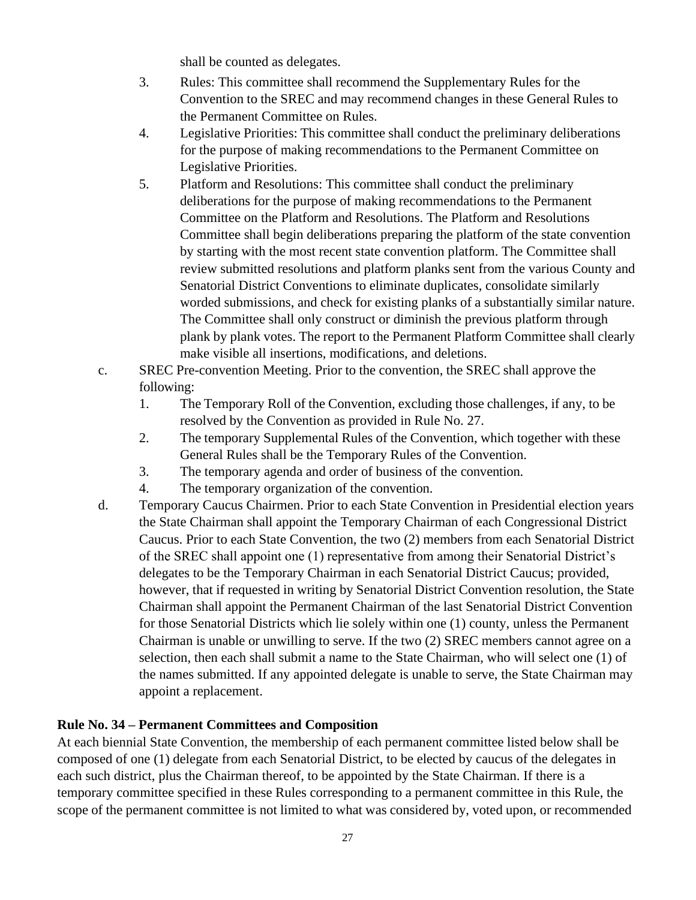shall be counted as delegates.

3. Rules: This committee shall recommend the Supplementary Rules for the Convention to the SREC and may recommend changes in these General Rules to the Permanent Committee on Rules.
4. Legislative Priorities: This committee shall conduct the preliminary deliberations for the purpose of making recommendations to the Permanent Committee on Legislative Priorities.
5. Platform and Resolutions: This committee shall conduct the preliminary deliberations for the purpose of making recommendations to the Permanent Committee on the Platform and Resolutions. The Platform and Resolutions Committee shall begin deliberations preparing the platform of the state convention by starting with the most recent state convention platform. The Committee shall review submitted resolutions and platform planks sent from the various County and Senatorial District Conventions to eliminate duplicates, consolidate similarly worded submissions, and check for existing planks of a substantially similar nature. The Committee shall only construct or diminish the previous platform through plank by plank votes. The report to the Permanent Platform Committee shall clearly make visible all insertions, modifications, and deletions.

c. SREC Pre-convention Meeting. Prior to the convention, the SREC shall approve the following:
   1. The Temporary Roll of the Convention, excluding those challenges, if any, to be resolved by the Convention as provided in Rule No. 27.
   2. The temporary Supplemental Rules of the Convention, which together with these General Rules shall be the Temporary Rules of the Convention.
   3. The temporary agenda and order of business of the convention.
   4. The temporary organization of the convention.

d. Temporary Caucus Chairmen. Prior to each State Convention in Presidential election years the State Chairman shall appoint the Temporary Chairman of each Congressional District Caucus. Prior to each State Convention, the two (2) members from each Senatorial District of the SREC shall appoint one (1) representative from among their Senatorial District's delegates to be the Temporary Chairman in each Senatorial District Caucus; provided, however, that if requested in writing by Senatorial District Convention resolution, the State Chairman shall appoint the Permanent Chairman of the last Senatorial District Convention for those Senatorial Districts which lie solely within one (1) county, unless the Permanent Chairman is unable or unwilling to serve. If the two (2) SREC members cannot agree on a selection, then each shall submit a name to the State Chairman, who will select one (1) of the names submitted. If any appointed delegate is unable to serve, the State Chairman may appoint a replacement.

**Rule No. 34 – Permanent Committees and Composition**

At each biennial State Convention, the membership of each permanent committee listed below shall be composed of one (1) delegate from each Senatorial District, to be elected by caucus of the delegates in each such district, plus the Chairman thereof, to be appointed by the State Chairman. If there is a temporary committee specified in these Rules corresponding to a permanent committee in this Rule, the scope of the permanent committee is not limited to what was considered by, voted upon, or recommended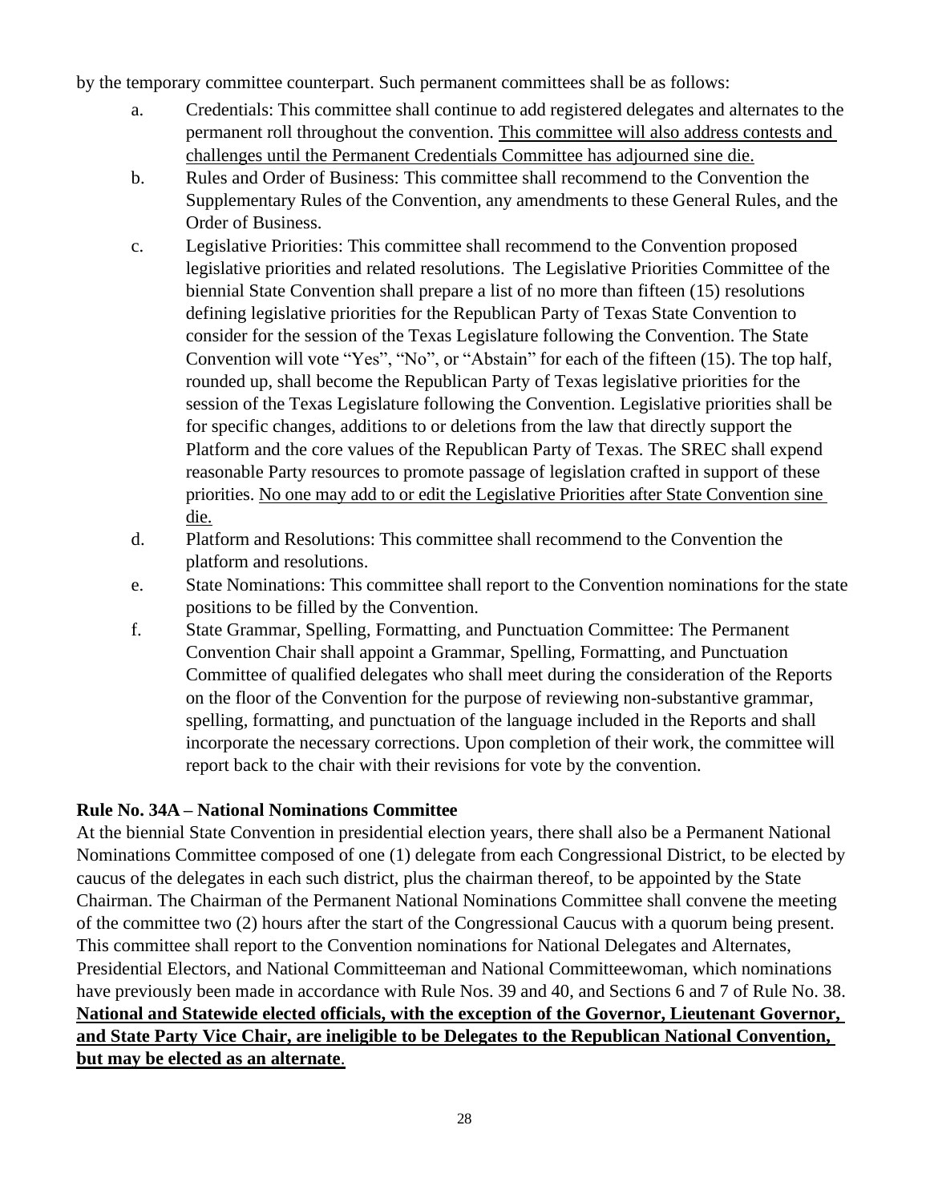by the temporary committee counterpart. Such permanent committees shall be as follows:

a. Credentials: This committee shall continue to add registered delegates and alternates to the permanent roll throughout the convention. <u>This committee will also address contests and challenges until the Permanent Credentials Committee has adjourned sine die.</u>

b. Rules and Order of Business: This committee shall recommend to the Convention the Supplementary Rules of the Convention, any amendments to these General Rules, and the Order of Business.

c. Legislative Priorities: This committee shall recommend to the Convention proposed legislative priorities and related resolutions. The Legislative Priorities Committee of the biennial State Convention shall prepare a list of no more than fifteen (15) resolutions defining legislative priorities for the Republican Party of Texas State Convention to consider for the session of the Texas Legislature following the Convention. The State Convention will vote "Yes", "No", or "Abstain" for each of the fifteen (15). The top half, rounded up, shall become the Republican Party of Texas legislative priorities for the session of the Texas Legislature following the Convention. Legislative priorities shall be for specific changes, additions to or deletions from the law that directly support the Platform and the core values of the Republican Party of Texas. The SREC shall expend reasonable Party resources to promote passage of legislation crafted in support of these priorities. <u>No one may add to or edit the Legislative Priorities after State Convention sine die.</u>

d. Platform and Resolutions: This committee shall recommend to the Convention the platform and resolutions.

e. State Nominations: This committee shall report to the Convention nominations for the state positions to be filled by the Convention.

f. State Grammar, Spelling, Formatting, and Punctuation Committee: The Permanent Convention Chair shall appoint a Grammar, Spelling, Formatting, and Punctuation Committee of qualified delegates who shall meet during the consideration of the Reports on the floor of the Convention for the purpose of reviewing non-substantive grammar, spelling, formatting, and punctuation of the language included in the Reports and shall incorporate the necessary corrections. Upon completion of their work, the committee will report back to the chair with their revisions for vote by the convention.

**Rule No. 34A – National Nominations Committee**

At the biennial State Convention in presidential election years, there shall also be a Permanent National Nominations Committee composed of one (1) delegate from each Congressional District, to be elected by caucus of the delegates in each such district, plus the chairman thereof, to be appointed by the State Chairman. The Chairman of the Permanent National Nominations Committee shall convene the meeting of the committee two (2) hours after the start of the Congressional Caucus with a quorum being present. This committee shall report to the Convention nominations for National Delegates and Alternates, Presidential Electors, and National Committeeman and National Committeewoman, which nominations have previously been made in accordance with Rule Nos. 39 and 40, and Sections 6 and 7 of Rule No. 38. **<u>National and Statewide elected officials, with the exception of the Governor, Lieutenant Governor, and State Party Vice Chair, are ineligible to be Delegates to the Republican National Convention, but may be elected as an alternate</u>**.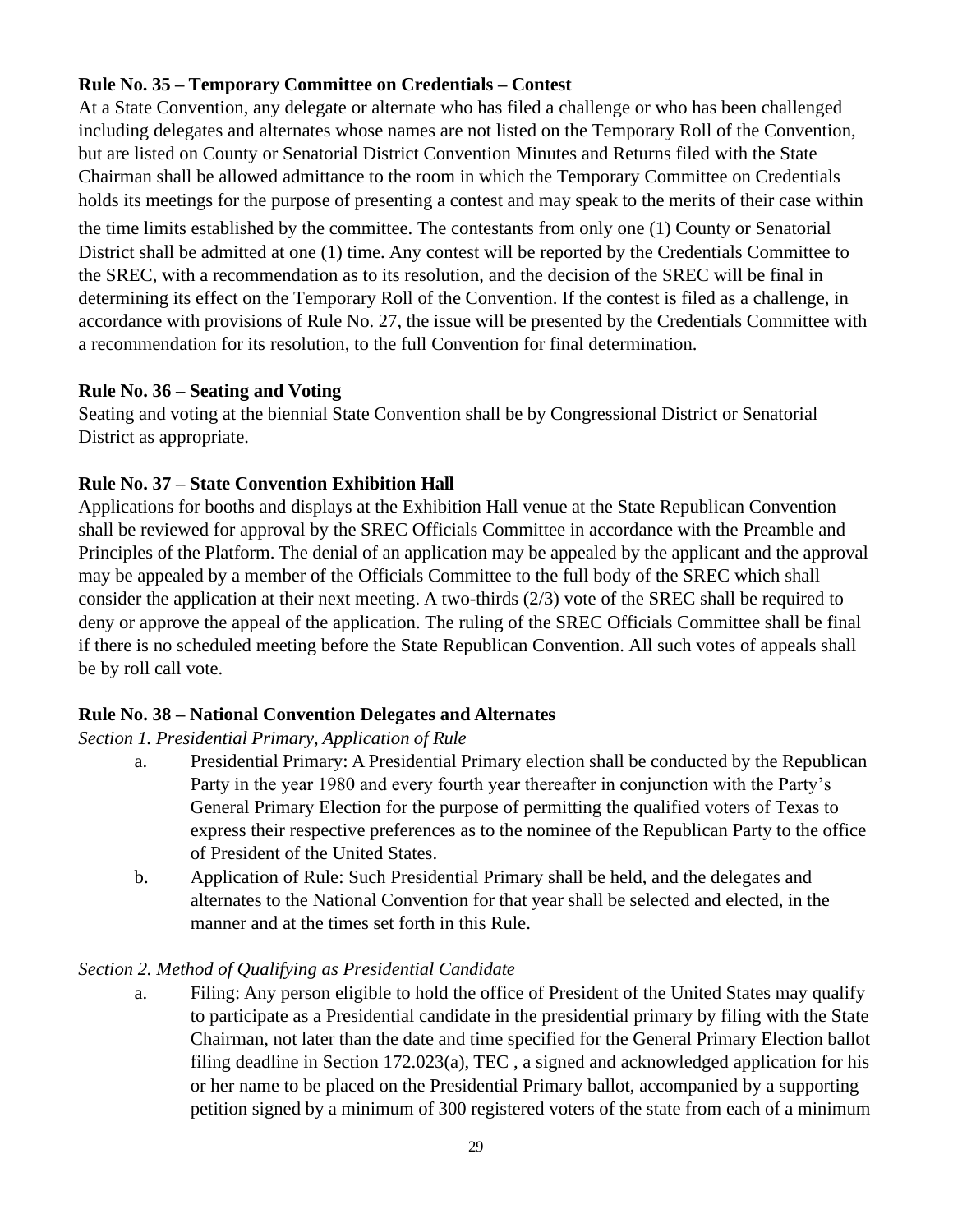**Rule No. 35 – Temporary Committee on Credentials – Contest**

At a State Convention, any delegate or alternate who has filed a challenge or who has been challenged including delegates and alternates whose names are not listed on the Temporary Roll of the Convention, but are listed on County or Senatorial District Convention Minutes and Returns filed with the State Chairman shall be allowed admittance to the room in which the Temporary Committee on Credentials holds its meetings for the purpose of presenting a contest and may speak to the merits of their case within the time limits established by the committee. The contestants from only one (1) County or Senatorial District shall be admitted at one (1) time. Any contest will be reported by the Credentials Committee to the SREC, with a recommendation as to its resolution, and the decision of the SREC will be final in determining its effect on the Temporary Roll of the Convention. If the contest is filed as a challenge, in accordance with provisions of Rule No. 27, the issue will be presented by the Credentials Committee with a recommendation for its resolution, to the full Convention for final determination.

**Rule No. 36 – Seating and Voting**

Seating and voting at the biennial State Convention shall be by Congressional District or Senatorial District as appropriate.

**Rule No. 37 – State Convention Exhibition Hall**

Applications for booths and displays at the Exhibition Hall venue at the State Republican Convention shall be reviewed for approval by the SREC Officials Committee in accordance with the Preamble and Principles of the Platform. The denial of an application may be appealed by the applicant and the approval may be appealed by a member of the Officials Committee to the full body of the SREC which shall consider the application at their next meeting. A two-thirds (2/3) vote of the SREC shall be required to deny or approve the appeal of the application. The ruling of the SREC Officials Committee shall be final if there is no scheduled meeting before the State Republican Convention. All such votes of appeals shall be by roll call vote.

**Rule No. 38 – National Convention Delegates and Alternates**

*Section 1. Presidential Primary, Application of Rule*

a. Presidential Primary: A Presidential Primary election shall be conducted by the Republican Party in the year 1980 and every fourth year thereafter in conjunction with the Party's General Primary Election for the purpose of permitting the qualified voters of Texas to express their respective preferences as to the nominee of the Republican Party to the office of President of the United States.

b. Application of Rule: Such Presidential Primary shall be held, and the delegates and alternates to the National Convention for that year shall be selected and elected, in the manner and at the times set forth in this Rule.

*Section 2. Method of Qualifying as Presidential Candidate*

a. Filing: Any person eligible to hold the office of President of the United States may qualify to participate as a Presidential candidate in the presidential primary by filing with the State Chairman, not later than the date and time specified for the General Primary Election ballot filing deadline ~~in Section 172.023(a), TEC~~ , a signed and acknowledged application for his or her name to be placed on the Presidential Primary ballot, accompanied by a supporting petition signed by a minimum of 300 registered voters of the state from each of a minimum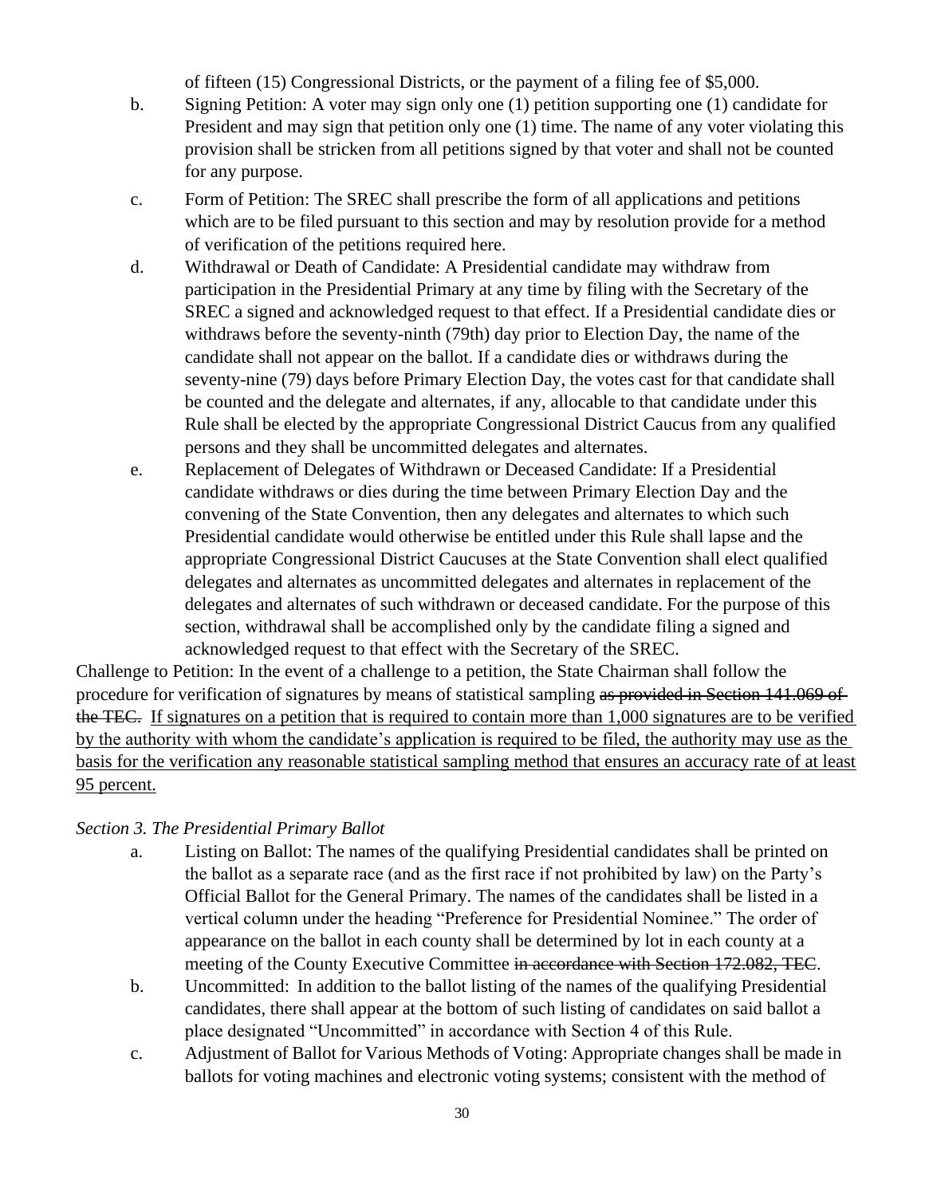of fifteen (15) Congressional Districts, or the payment of a filing fee of $5,000.

b. Signing Petition: A voter may sign only one (1) petition supporting one (1) candidate for President and may sign that petition only one (1) time. The name of any voter violating this provision shall be stricken from all petitions signed by that voter and shall not be counted for any purpose.

c. Form of Petition: The SREC shall prescribe the form of all applications and petitions which are to be filed pursuant to this section and may by resolution provide for a method of verification of the petitions required here.

d. Withdrawal or Death of Candidate: A Presidential candidate may withdraw from participation in the Presidential Primary at any time by filing with the Secretary of the SREC a signed and acknowledged request to that effect. If a Presidential candidate dies or withdraws before the seventy-ninth (79th) day prior to Election Day, the name of the candidate shall not appear on the ballot. If a candidate dies or withdraws during the seventy-nine (79) days before Primary Election Day, the votes cast for that candidate shall be counted and the delegate and alternates, if any, allocable to that candidate under this Rule shall be elected by the appropriate Congressional District Caucus from any qualified persons and they shall be uncommitted delegates and alternates.

e. Replacement of Delegates of Withdrawn or Deceased Candidate: If a Presidential candidate withdraws or dies during the time between Primary Election Day and the convening of the State Convention, then any delegates and alternates to which such Presidential candidate would otherwise be entitled under this Rule shall lapse and the appropriate Congressional District Caucuses at the State Convention shall elect qualified delegates and alternates as uncommitted delegates and alternates in replacement of the delegates and alternates of such withdrawn or deceased candidate. For the purpose of this section, withdrawal shall be accomplished only by the candidate filing a signed and acknowledged request to that effect with the Secretary of the SREC.

Challenge to Petition: In the event of a challenge to a petition, the State Chairman shall follow the procedure for verification of signatures by means of statistical sampling ~~as provided in Section 141.069 of the TEC.~~ <u>If signatures on a petition that is required to contain more than 1,000 signatures are to be verified by the authority with whom the candidate's application is required to be filed, the authority may use as the basis for the verification any reasonable statistical sampling method that ensures an accuracy rate of at least 95 percent.</u>

*Section 3. The Presidential Primary Ballot*

a. Listing on Ballot: The names of the qualifying Presidential candidates shall be printed on the ballot as a separate race (and as the first race if not prohibited by law) on the Party's Official Ballot for the General Primary. The names of the candidates shall be listed in a vertical column under the heading "Preference for Presidential Nominee." The order of appearance on the ballot in each county shall be determined by lot in each county at a meeting of the County Executive Committee ~~in accordance with Section 172.082, TEC~~.

b. Uncommitted: In addition to the ballot listing of the names of the qualifying Presidential candidates, there shall appear at the bottom of such listing of candidates on said ballot a place designated "Uncommitted" in accordance with Section 4 of this Rule.

c. Adjustment of Ballot for Various Methods of Voting: Appropriate changes shall be made in ballots for voting machines and electronic voting systems; consistent with the method of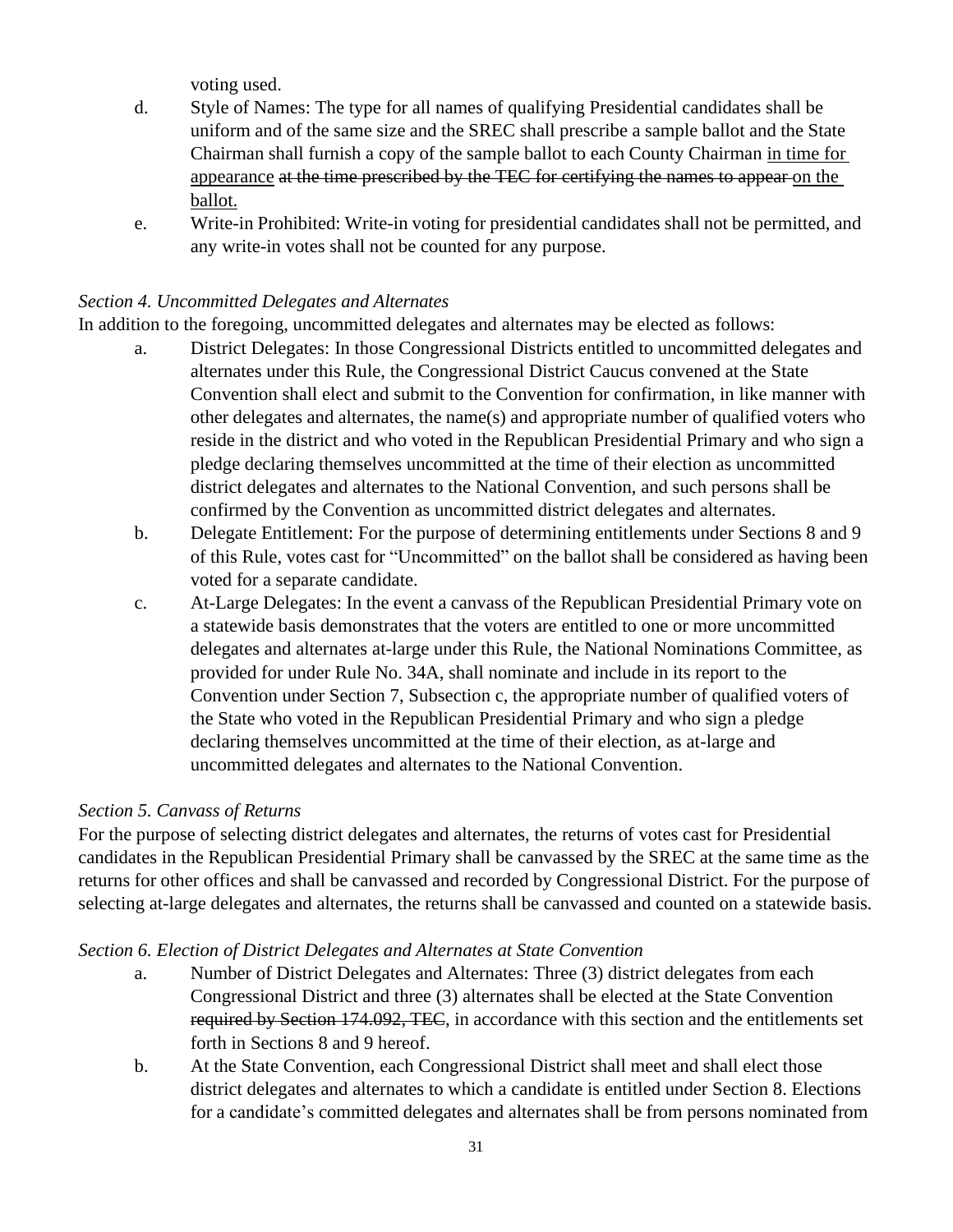voting used.

d. Style of Names: The type for all names of qualifying Presidential candidates shall be uniform and of the same size and the SREC shall prescribe a sample ballot and the State Chairman shall furnish a copy of the sample ballot to each County Chairman <u>in time for appearance</u> ~~at the time prescribed by the TEC for certifying the names to appear~~ <u>on the ballot.</u>

e. Write-in Prohibited: Write-in voting for presidential candidates shall not be permitted, and any write-in votes shall not be counted for any purpose.

*Section 4. Uncommitted Delegates and Alternates*

In addition to the foregoing, uncommitted delegates and alternates may be elected as follows:

a. District Delegates: In those Congressional Districts entitled to uncommitted delegates and alternates under this Rule, the Congressional District Caucus convened at the State Convention shall elect and submit to the Convention for confirmation, in like manner with other delegates and alternates, the name(s) and appropriate number of qualified voters who reside in the district and who voted in the Republican Presidential Primary and who sign a pledge declaring themselves uncommitted at the time of their election as uncommitted district delegates and alternates to the National Convention, and such persons shall be confirmed by the Convention as uncommitted district delegates and alternates.

b. Delegate Entitlement: For the purpose of determining entitlements under Sections 8 and 9 of this Rule, votes cast for "Uncommitted" on the ballot shall be considered as having been voted for a separate candidate.

c. At-Large Delegates: In the event a canvass of the Republican Presidential Primary vote on a statewide basis demonstrates that the voters are entitled to one or more uncommitted delegates and alternates at-large under this Rule, the National Nominations Committee, as provided for under Rule No. 34A, shall nominate and include in its report to the Convention under Section 7, Subsection c, the appropriate number of qualified voters of the State who voted in the Republican Presidential Primary and who sign a pledge declaring themselves uncommitted at the time of their election, as at-large and uncommitted delegates and alternates to the National Convention.

*Section 5. Canvass of Returns*

For the purpose of selecting district delegates and alternates, the returns of votes cast for Presidential candidates in the Republican Presidential Primary shall be canvassed by the SREC at the same time as the returns for other offices and shall be canvassed and recorded by Congressional District. For the purpose of selecting at-large delegates and alternates, the returns shall be canvassed and counted on a statewide basis.

*Section 6. Election of District Delegates and Alternates at State Convention*

a. Number of District Delegates and Alternates: Three (3) district delegates from each Congressional District and three (3) alternates shall be elected at the State Convention ~~required by Section 174.092, TEC~~, in accordance with this section and the entitlements set forth in Sections 8 and 9 hereof.

b. At the State Convention, each Congressional District shall meet and shall elect those district delegates and alternates to which a candidate is entitled under Section 8. Elections for a candidate's committed delegates and alternates shall be from persons nominated from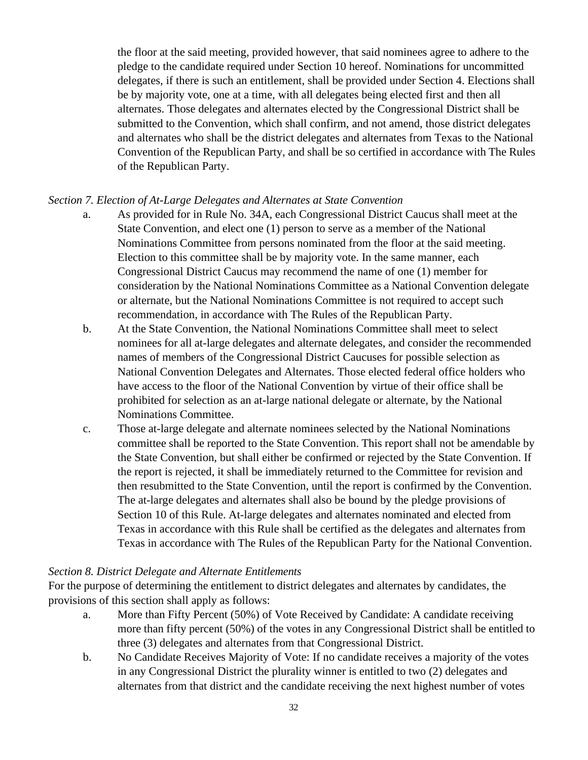the floor at the said meeting, provided however, that said nominees agree to adhere to the pledge to the candidate required under Section 10 hereof. Nominations for uncommitted delegates, if there is such an entitlement, shall be provided under Section 4. Elections shall be by majority vote, one at a time, with all delegates being elected first and then all alternates. Those delegates and alternates elected by the Congressional District shall be submitted to the Convention, which shall confirm, and not amend, those district delegates and alternates who shall be the district delegates and alternates from Texas to the National Convention of the Republican Party, and shall be so certified in accordance with The Rules of the Republican Party.

*Section 7. Election of At-Large Delegates and Alternates at State Convention*

a. As provided for in Rule No. 34A, each Congressional District Caucus shall meet at the State Convention, and elect one (1) person to serve as a member of the National Nominations Committee from persons nominated from the floor at the said meeting. Election to this committee shall be by majority vote. In the same manner, each Congressional District Caucus may recommend the name of one (1) member for consideration by the National Nominations Committee as a National Convention delegate or alternate, but the National Nominations Committee is not required to accept such recommendation, in accordance with The Rules of the Republican Party.

b. At the State Convention, the National Nominations Committee shall meet to select nominees for all at-large delegates and alternate delegates, and consider the recommended names of members of the Congressional District Caucuses for possible selection as National Convention Delegates and Alternates. Those elected federal office holders who have access to the floor of the National Convention by virtue of their office shall be prohibited for selection as an at-large national delegate or alternate, by the National Nominations Committee.

c. Those at-large delegate and alternate nominees selected by the National Nominations committee shall be reported to the State Convention. This report shall not be amendable by the State Convention, but shall either be confirmed or rejected by the State Convention. If the report is rejected, it shall be immediately returned to the Committee for revision and then resubmitted to the State Convention, until the report is confirmed by the Convention. The at-large delegates and alternates shall also be bound by the pledge provisions of Section 10 of this Rule. At-large delegates and alternates nominated and elected from Texas in accordance with this Rule shall be certified as the delegates and alternates from Texas in accordance with The Rules of the Republican Party for the National Convention.

*Section 8. District Delegate and Alternate Entitlements*

For the purpose of determining the entitlement to district delegates and alternates by candidates, the provisions of this section shall apply as follows:

a. More than Fifty Percent (50%) of Vote Received by Candidate: A candidate receiving more than fifty percent (50%) of the votes in any Congressional District shall be entitled to three (3) delegates and alternates from that Congressional District.

b. No Candidate Receives Majority of Vote: If no candidate receives a majority of the votes in any Congressional District the plurality winner is entitled to two (2) delegates and alternates from that district and the candidate receiving the next highest number of votes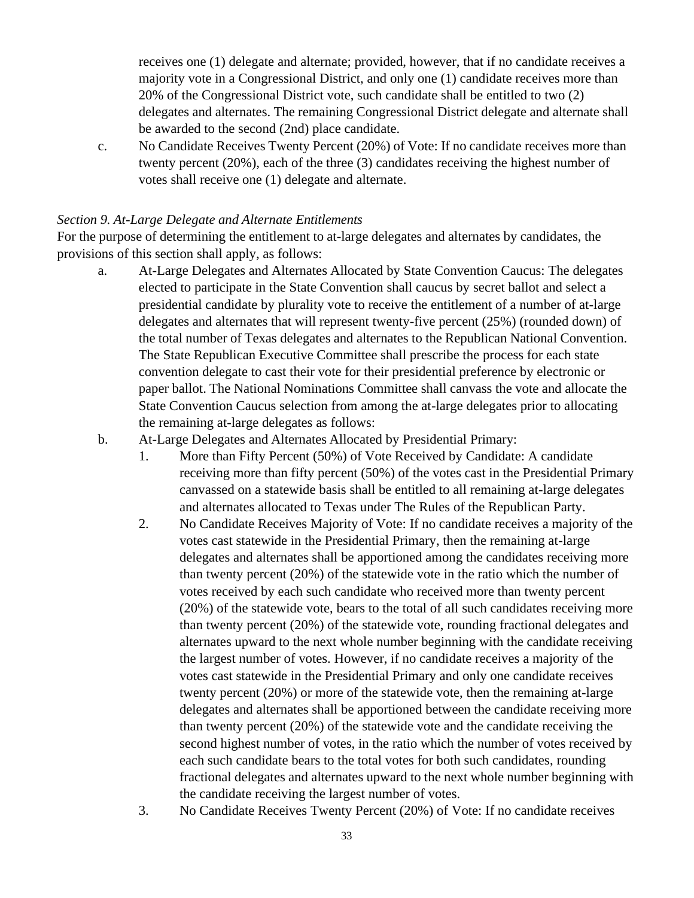receives one (1) delegate and alternate; provided, however, that if no candidate receives a majority vote in a Congressional District, and only one (1) candidate receives more than 20% of the Congressional District vote, such candidate shall be entitled to two (2) delegates and alternates. The remaining Congressional District delegate and alternate shall be awarded to the second (2nd) place candidate.

c. No Candidate Receives Twenty Percent (20%) of Vote: If no candidate receives more than twenty percent (20%), each of the three (3) candidates receiving the highest number of votes shall receive one (1) delegate and alternate.

*Section 9. At-Large Delegate and Alternate Entitlements*

For the purpose of determining the entitlement to at-large delegates and alternates by candidates, the provisions of this section shall apply, as follows:

a. At-Large Delegates and Alternates Allocated by State Convention Caucus: The delegates elected to participate in the State Convention shall caucus by secret ballot and select a presidential candidate by plurality vote to receive the entitlement of a number of at-large delegates and alternates that will represent twenty-five percent (25%) (rounded down) of the total number of Texas delegates and alternates to the Republican National Convention. The State Republican Executive Committee shall prescribe the process for each state convention delegate to cast their vote for their presidential preference by electronic or paper ballot. The National Nominations Committee shall canvass the vote and allocate the State Convention Caucus selection from among the at-large delegates prior to allocating the remaining at-large delegates as follows:

b. At-Large Delegates and Alternates Allocated by Presidential Primary:

   1. More than Fifty Percent (50%) of Vote Received by Candidate: A candidate receiving more than fifty percent (50%) of the votes cast in the Presidential Primary canvassed on a statewide basis shall be entitled to all remaining at-large delegates and alternates allocated to Texas under The Rules of the Republican Party.

   2. No Candidate Receives Majority of Vote: If no candidate receives a majority of the votes cast statewide in the Presidential Primary, then the remaining at-large delegates and alternates shall be apportioned among the candidates receiving more than twenty percent (20%) of the statewide vote in the ratio which the number of votes received by each such candidate who received more than twenty percent (20%) of the statewide vote, bears to the total of all such candidates receiving more than twenty percent (20%) of the statewide vote, rounding fractional delegates and alternates upward to the next whole number beginning with the candidate receiving the largest number of votes. However, if no candidate receives a majority of the votes cast statewide in the Presidential Primary and only one candidate receives twenty percent (20%) or more of the statewide vote, then the remaining at-large delegates and alternates shall be apportioned between the candidate receiving more than twenty percent (20%) of the statewide vote and the candidate receiving the second highest number of votes, in the ratio which the number of votes received by each such candidate bears to the total votes for both such candidates, rounding fractional delegates and alternates upward to the next whole number beginning with the candidate receiving the largest number of votes.

   3. No Candidate Receives Twenty Percent (20%) of Vote: If no candidate receives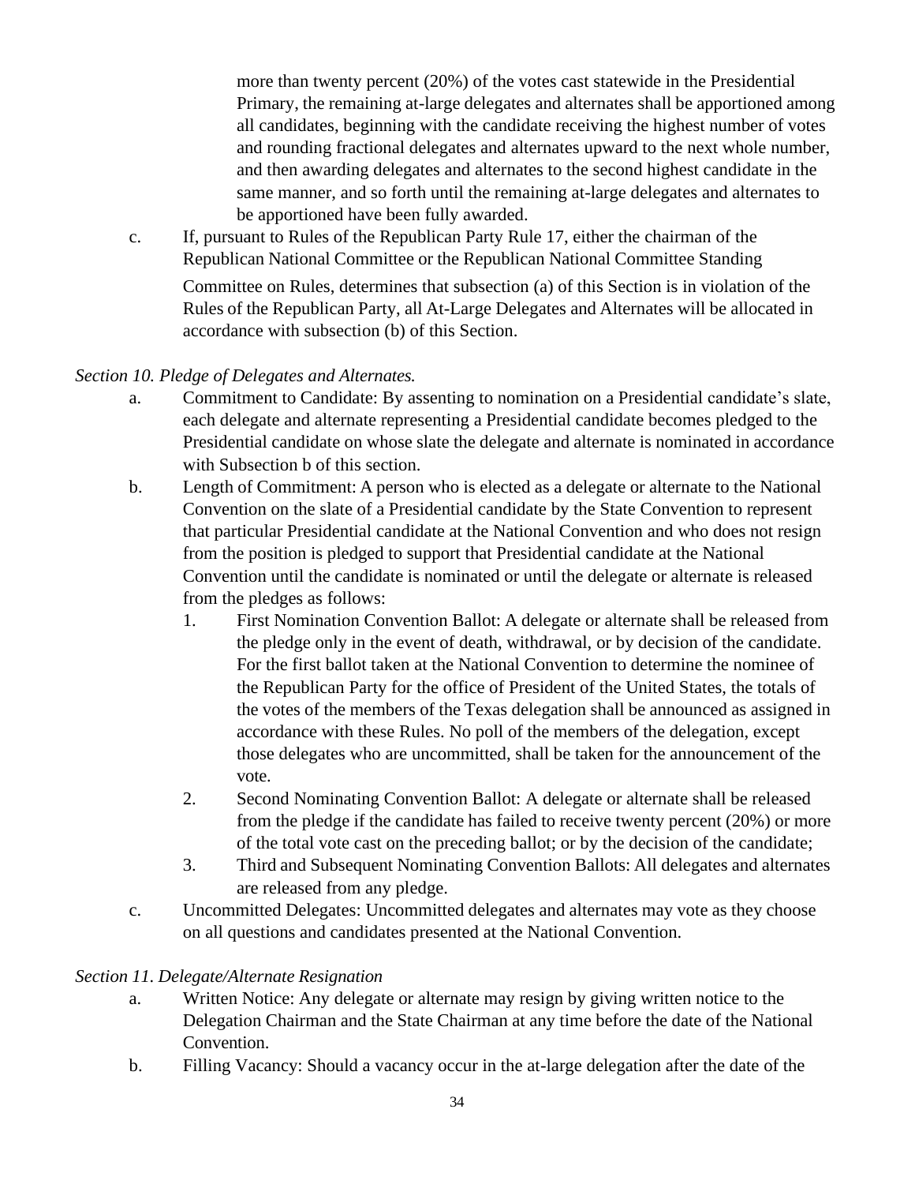more than twenty percent (20%) of the votes cast statewide in the Presidential Primary, the remaining at-large delegates and alternates shall be apportioned among all candidates, beginning with the candidate receiving the highest number of votes and rounding fractional delegates and alternates upward to the next whole number, and then awarding delegates and alternates to the second highest candidate in the same manner, and so forth until the remaining at-large delegates and alternates to be apportioned have been fully awarded.

c. If, pursuant to Rules of the Republican Party Rule 17, either the chairman of the Republican National Committee or the Republican National Committee Standing Committee on Rules, determines that subsection (a) of this Section is in violation of the Rules of the Republican Party, all At-Large Delegates and Alternates will be allocated in accordance with subsection (b) of this Section.

*Section 10. Pledge of Delegates and Alternates.*

a. Commitment to Candidate: By assenting to nomination on a Presidential candidate's slate, each delegate and alternate representing a Presidential candidate becomes pledged to the Presidential candidate on whose slate the delegate and alternate is nominated in accordance with Subsection b of this section.

b. Length of Commitment: A person who is elected as a delegate or alternate to the National Convention on the slate of a Presidential candidate by the State Convention to represent that particular Presidential candidate at the National Convention and who does not resign from the position is pledged to support that Presidential candidate at the National Convention until the candidate is nominated or until the delegate or alternate is released from the pledges as follows:

   1. First Nomination Convention Ballot: A delegate or alternate shall be released from the pledge only in the event of death, withdrawal, or by decision of the candidate. For the first ballot taken at the National Convention to determine the nominee of the Republican Party for the office of President of the United States, the totals of the votes of the members of the Texas delegation shall be announced as assigned in accordance with these Rules. No poll of the members of the delegation, except those delegates who are uncommitted, shall be taken for the announcement of the vote.
   2. Second Nominating Convention Ballot: A delegate or alternate shall be released from the pledge if the candidate has failed to receive twenty percent (20%) or more of the total vote cast on the preceding ballot; or by the decision of the candidate;
   3. Third and Subsequent Nominating Convention Ballots: All delegates and alternates are released from any pledge.

c. Uncommitted Delegates: Uncommitted delegates and alternates may vote as they choose on all questions and candidates presented at the National Convention.

*Section 11. Delegate/Alternate Resignation*

a. Written Notice: Any delegate or alternate may resign by giving written notice to the Delegation Chairman and the State Chairman at any time before the date of the National Convention.

b. Filling Vacancy: Should a vacancy occur in the at-large delegation after the date of the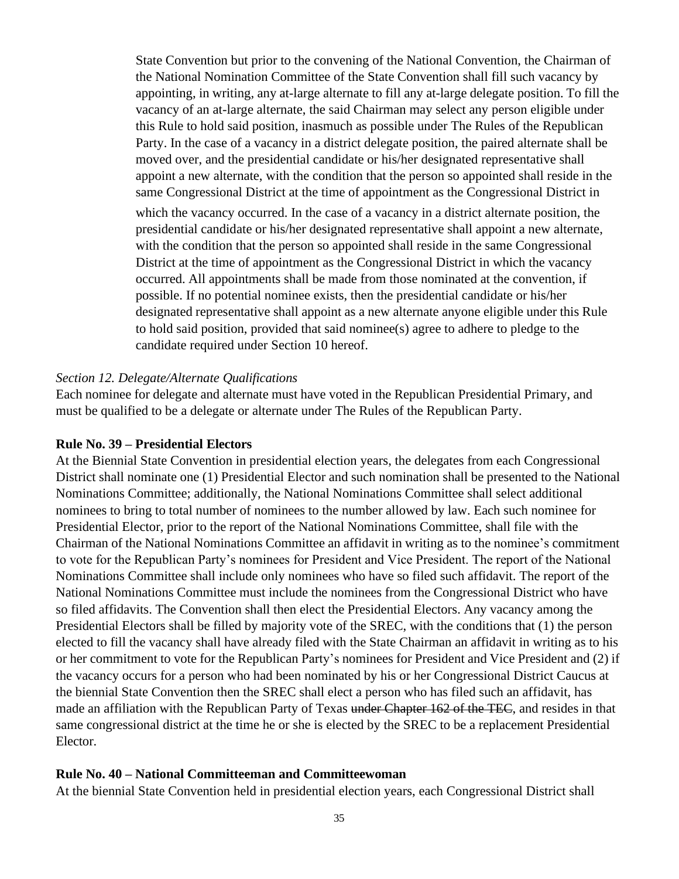State Convention but prior to the convening of the National Convention, the Chairman of the National Nomination Committee of the State Convention shall fill such vacancy by appointing, in writing, any at-large alternate to fill any at-large delegate position. To fill the vacancy of an at-large alternate, the said Chairman may select any person eligible under this Rule to hold said position, inasmuch as possible under The Rules of the Republican Party. In the case of a vacancy in a district delegate position, the paired alternate shall be moved over, and the presidential candidate or his/her designated representative shall appoint a new alternate, with the condition that the person so appointed shall reside in the same Congressional District at the time of appointment as the Congressional District in which the vacancy occurred. In the case of a vacancy in a district alternate position, the presidential candidate or his/her designated representative shall appoint a new alternate, with the condition that the person so appointed shall reside in the same Congressional District at the time of appointment as the Congressional District in which the vacancy occurred. All appointments shall be made from those nominated at the convention, if possible. If no potential nominee exists, then the presidential candidate or his/her designated representative shall appoint as a new alternate anyone eligible under this Rule to hold said position, provided that said nominee(s) agree to adhere to pledge to the candidate required under Section 10 hereof.

*Section 12. Delegate/Alternate Qualifications*

Each nominee for delegate and alternate must have voted in the Republican Presidential Primary, and must be qualified to be a delegate or alternate under The Rules of the Republican Party.

**Rule No. 39 – Presidential Electors**

At the Biennial State Convention in presidential election years, the delegates from each Congressional District shall nominate one (1) Presidential Elector and such nomination shall be presented to the National Nominations Committee; additionally, the National Nominations Committee shall select additional nominees to bring to total number of nominees to the number allowed by law. Each such nominee for Presidential Elector, prior to the report of the National Nominations Committee, shall file with the Chairman of the National Nominations Committee an affidavit in writing as to the nominee's commitment to vote for the Republican Party's nominees for President and Vice President. The report of the National Nominations Committee shall include only nominees who have so filed such affidavit. The report of the National Nominations Committee must include the nominees from the Congressional District who have so filed affidavits. The Convention shall then elect the Presidential Electors. Any vacancy among the Presidential Electors shall be filled by majority vote of the SREC, with the conditions that (1) the person elected to fill the vacancy shall have already filed with the State Chairman an affidavit in writing as to his or her commitment to vote for the Republican Party's nominees for President and Vice President and (2) if the vacancy occurs for a person who had been nominated by his or her Congressional District Caucus at the biennial State Convention then the SREC shall elect a person who has filed such an affidavit, has made an affiliation with the Republican Party of Texas ~~under Chapter 162 of the TEC~~, and resides in that same congressional district at the time he or she is elected by the SREC to be a replacement Presidential Elector.

**Rule No. 40 – National Committeeman and Committeewoman**

At the biennial State Convention held in presidential election years, each Congressional District shall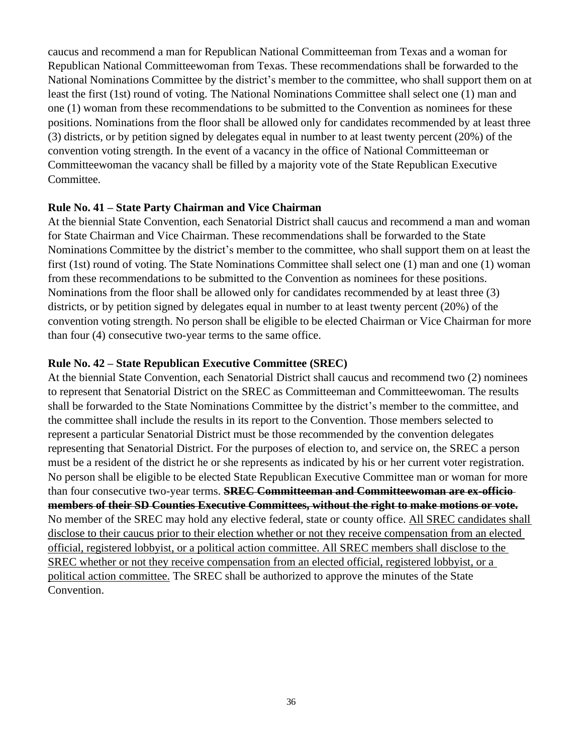caucus and recommend a man for Republican National Committeeman from Texas and a woman for Republican National Committeewoman from Texas. These recommendations shall be forwarded to the National Nominations Committee by the district's member to the committee, who shall support them on at least the first (1st) round of voting. The National Nominations Committee shall select one (1) man and one (1) woman from these recommendations to be submitted to the Convention as nominees for these positions. Nominations from the floor shall be allowed only for candidates recommended by at least three (3) districts, or by petition signed by delegates equal in number to at least twenty percent (20%) of the convention voting strength. In the event of a vacancy in the office of National Committeeman or Committeewoman the vacancy shall be filled by a majority vote of the State Republican Executive Committee.

**Rule No. 41 – State Party Chairman and Vice Chairman**

At the biennial State Convention, each Senatorial District shall caucus and recommend a man and woman for State Chairman and Vice Chairman. These recommendations shall be forwarded to the State Nominations Committee by the district's member to the committee, who shall support them on at least the first (1st) round of voting. The State Nominations Committee shall select one (1) man and one (1) woman from these recommendations to be submitted to the Convention as nominees for these positions. Nominations from the floor shall be allowed only for candidates recommended by at least three (3) districts, or by petition signed by delegates equal in number to at least twenty percent (20%) of the convention voting strength. No person shall be eligible to be elected Chairman or Vice Chairman for more than four (4) consecutive two-year terms to the same office.

**Rule No. 42 – State Republican Executive Committee (SREC)**

At the biennial State Convention, each Senatorial District shall caucus and recommend two (2) nominees to represent that Senatorial District on the SREC as Committeeman and Committeewoman. The results shall be forwarded to the State Nominations Committee by the district's member to the committee, and the committee shall include the results in its report to the Convention. Those members selected to represent a particular Senatorial District must be those recommended by the convention delegates representing that Senatorial District. For the purposes of election to, and service on, the SREC a person must be a resident of the district he or she represents as indicated by his or her current voter registration. No person shall be eligible to be elected State Republican Executive Committee man or woman for more than four consecutive two-year terms. ~~**SREC Committeeman and Committeewoman are ex-officio members of their SD Counties Executive Committees, without the right to make motions or vote.**~~ No member of the SREC may hold any elective federal, state or county office. <u>All SREC candidates shall disclose to their caucus prior to their election whether or not they receive compensation from an elected official, registered lobbyist, or a political action committee. All SREC members shall disclose to the SREC whether or not they receive compensation from an elected official, registered lobbyist, or a political action committee.</u> The SREC shall be authorized to approve the minutes of the State Convention.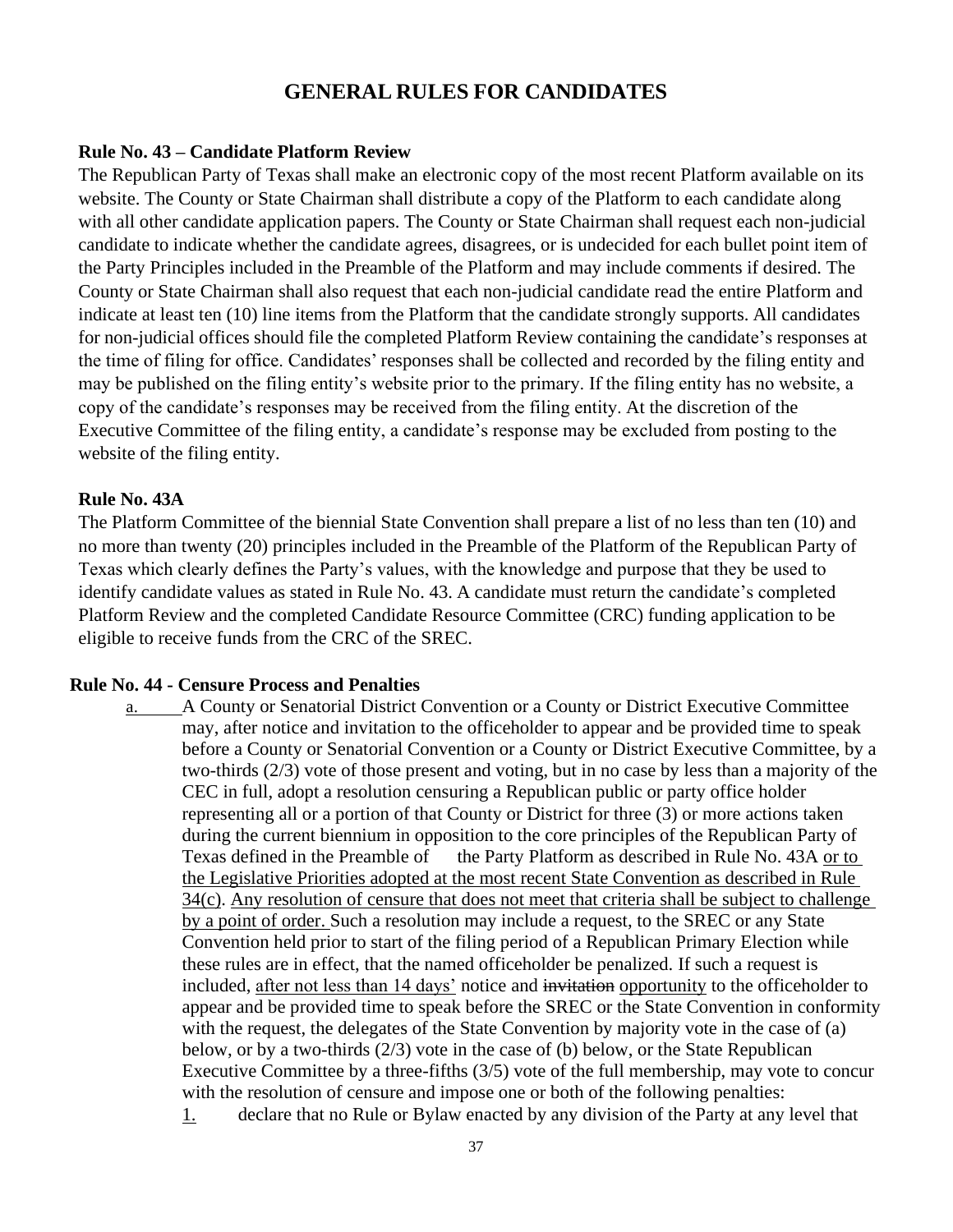# GENERAL RULES FOR CANDIDATES

**Rule No. 43 – Candidate Platform Review**

The Republican Party of Texas shall make an electronic copy of the most recent Platform available on its website. The County or State Chairman shall distribute a copy of the Platform to each candidate along with all other candidate application papers. The County or State Chairman shall request each non-judicial candidate to indicate whether the candidate agrees, disagrees, or is undecided for each bullet point item of the Party Principles included in the Preamble of the Platform and may include comments if desired. The County or State Chairman shall also request that each non-judicial candidate read the entire Platform and indicate at least ten (10) line items from the Platform that the candidate strongly supports. All candidates for non-judicial offices should file the completed Platform Review containing the candidate's responses at the time of filing for office. Candidates' responses shall be collected and recorded by the filing entity and may be published on the filing entity's website prior to the primary. If the filing entity has no website, a copy of the candidate's responses may be received from the filing entity. At the discretion of the Executive Committee of the filing entity, a candidate's response may be excluded from posting to the website of the filing entity.

**Rule No. 43A**

The Platform Committee of the biennial State Convention shall prepare a list of no less than ten (10) and no more than twenty (20) principles included in the Preamble of the Platform of the Republican Party of Texas which clearly defines the Party's values, with the knowledge and purpose that they be used to identify candidate values as stated in Rule No. 43. A candidate must return the candidate's completed Platform Review and the completed Candidate Resource Committee (CRC) funding application to be eligible to receive funds from the CRC of the SREC.

**Rule No. 44 - Censure Process and Penalties**

a. A County or Senatorial District Convention or a County or District Executive Committee may, after notice and invitation to the officeholder to appear and be provided time to speak before a County or Senatorial Convention or a County or District Executive Committee, by a two-thirds (2/3) vote of those present and voting, but in no case by less than a majority of the CEC in full, adopt a resolution censuring a Republican public or party office holder representing all or a portion of that County or District for three (3) or more actions taken during the current biennium in opposition to the core principles of the Republican Party of Texas defined in the Preamble of the Party Platform as described in Rule No. 43A <u>or to the Legislative Priorities adopted at the most recent State Convention as described in Rule 34(c)</u>. <u>Any resolution of censure that does not meet that criteria shall be subject to challenge by a point of order.</u> Such a resolution may include a request, to the SREC or any State Convention held prior to start of the filing period of a Republican Primary Election while these rules are in effect, that the named officeholder be penalized. If such a request is included, <u>after not less than 14 days'</u> notice and ~~invitation~~ <u>opportunity</u> to the officeholder to appear and be provided time to speak before the SREC or the State Convention in conformity with the request, the delegates of the State Convention by majority vote in the case of (a) below, or by a two-thirds (2/3) vote in the case of (b) below, or the State Republican Executive Committee by a three-fifths (3/5) vote of the full membership, may vote to concur with the resolution of censure and impose one or both of the following penalties:

1. declare that no Rule or Bylaw enacted by any division of the Party at any level that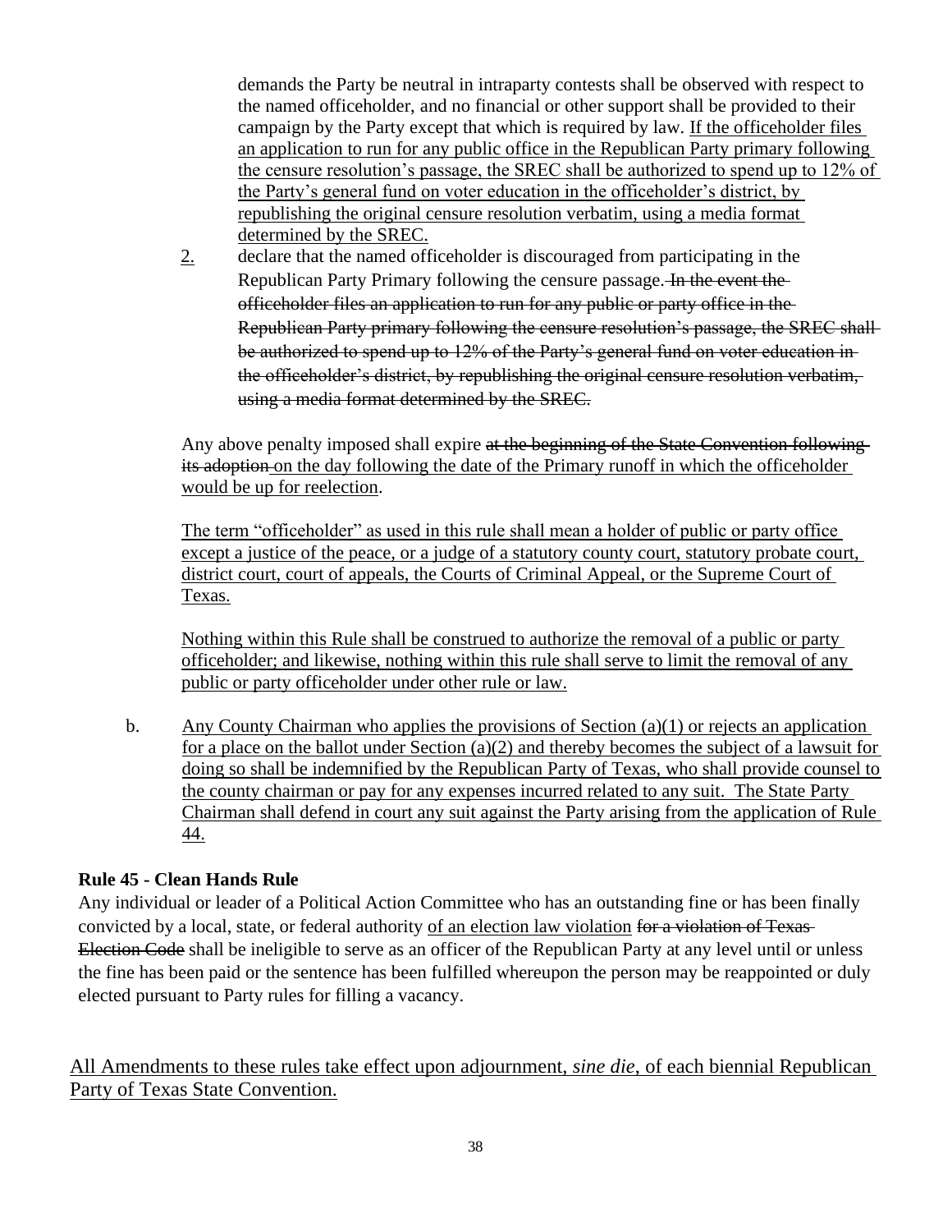demands the Party be neutral in intraparty contests shall be observed with respect to the named officeholder, and no financial or other support shall be provided to their campaign by the Party except that which is required by law. <u>If the officeholder files an application to run for any public office in the Republican Party primary following the censure resolution's passage, the SREC shall be authorized to spend up to 12% of the Party's general fund on voter education in the officeholder's district, by republishing the original censure resolution verbatim, using a media format determined by the SREC.</u>

<u>2.</u> declare that the named officeholder is discouraged from participating in the Republican Party Primary following the censure passage. ~~In the event the officeholder files an application to run for any public or party office in the Republican Party primary following the censure resolution's passage, the SREC shall be authorized to spend up to 12% of the Party's general fund on voter education in the officeholder's district, by republishing the original censure resolution verbatim, using a media format determined by the SREC.~~

Any above penalty imposed shall expire ~~at the beginning of the State Convention following its adoption~~ <u>on the day following the date of the Primary runoff in which the officeholder would be up for reelection</u>.

<u>The term "officeholder" as used in this rule shall mean a holder of public or party office except a justice of the peace, or a judge of a statutory county court, statutory probate court, district court, court of appeals, the Courts of Criminal Appeal, or the Supreme Court of Texas.</u>

<u>Nothing within this Rule shall be construed to authorize the removal of a public or party officeholder; and likewise, nothing within this rule shall serve to limit the removal of any public or party officeholder under other rule or law.</u>

b. <u>Any County Chairman who applies the provisions of Section (a)(1) or rejects an application for a place on the ballot under Section (a)(2) and thereby becomes the subject of a lawsuit for doing so shall be indemnified by the Republican Party of Texas, who shall provide counsel to the county chairman or pay for any expenses incurred related to any suit. The State Party Chairman shall defend in court any suit against the Party arising from the application of Rule 44.</u>

**Rule 45 - Clean Hands Rule**

Any individual or leader of a Political Action Committee who has an outstanding fine or has been finally convicted by a local, state, or federal authority <u>of an election law violation</u> ~~for a violation of Texas Election Code~~ shall be ineligible to serve as an officer of the Republican Party at any level until or unless the fine has been paid or the sentence has been fulfilled whereupon the person may be reappointed or duly elected pursuant to Party rules for filling a vacancy.

<u>All Amendments to these rules take effect upon adjournment, *sine die*, of each biennial Republican Party of Texas State Convention.</u>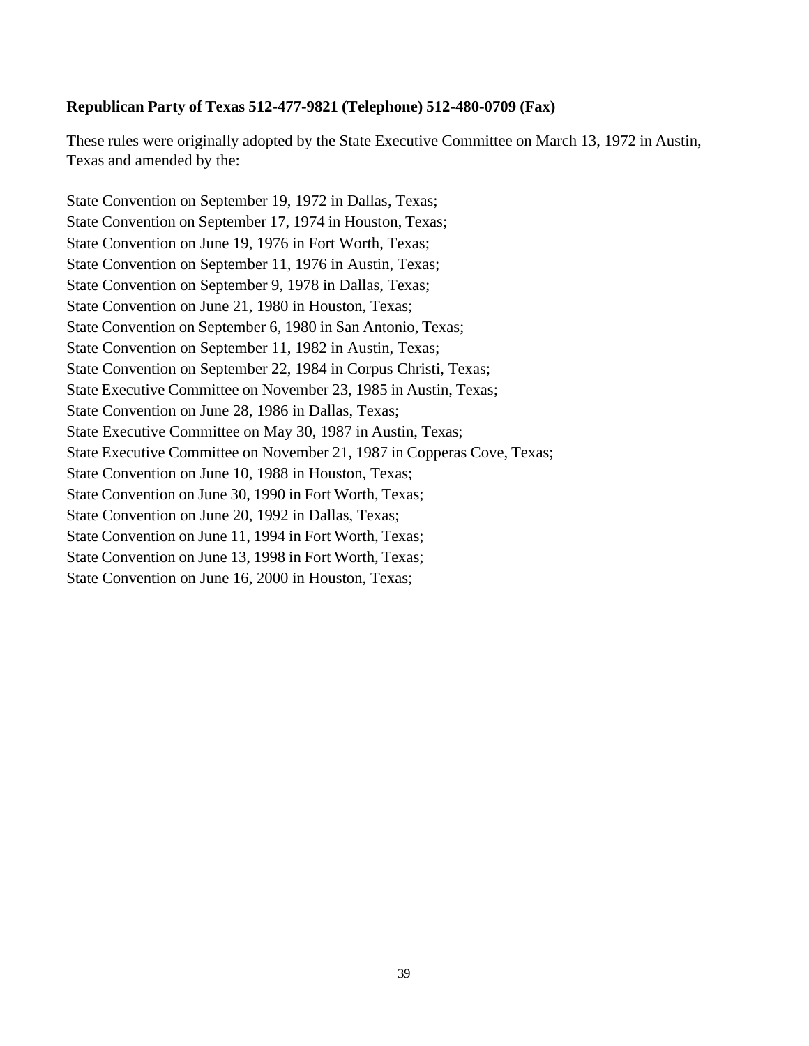**Republican Party of Texas 512-477-9821 (Telephone) 512-480-0709 (Fax)**

These rules were originally adopted by the State Executive Committee on March 13, 1972 in Austin, Texas and amended by the:

State Convention on September 19, 1972 in Dallas, Texas;
State Convention on September 17, 1974 in Houston, Texas;
State Convention on June 19, 1976 in Fort Worth, Texas;
State Convention on September 11, 1976 in Austin, Texas;
State Convention on September 9, 1978 in Dallas, Texas;
State Convention on June 21, 1980 in Houston, Texas;
State Convention on September 6, 1980 in San Antonio, Texas;
State Convention on September 11, 1982 in Austin, Texas;
State Convention on September 22, 1984 in Corpus Christi, Texas;
State Executive Committee on November 23, 1985 in Austin, Texas;
State Convention on June 28, 1986 in Dallas, Texas;
State Executive Committee on May 30, 1987 in Austin, Texas;
State Executive Committee on November 21, 1987 in Copperas Cove, Texas;
State Convention on June 10, 1988 in Houston, Texas;
State Convention on June 30, 1990 in Fort Worth, Texas;
State Convention on June 20, 1992 in Dallas, Texas;
State Convention on June 11, 1994 in Fort Worth, Texas;
State Convention on June 13, 1998 in Fort Worth, Texas;
State Convention on June 16, 2000 in Houston, Texas;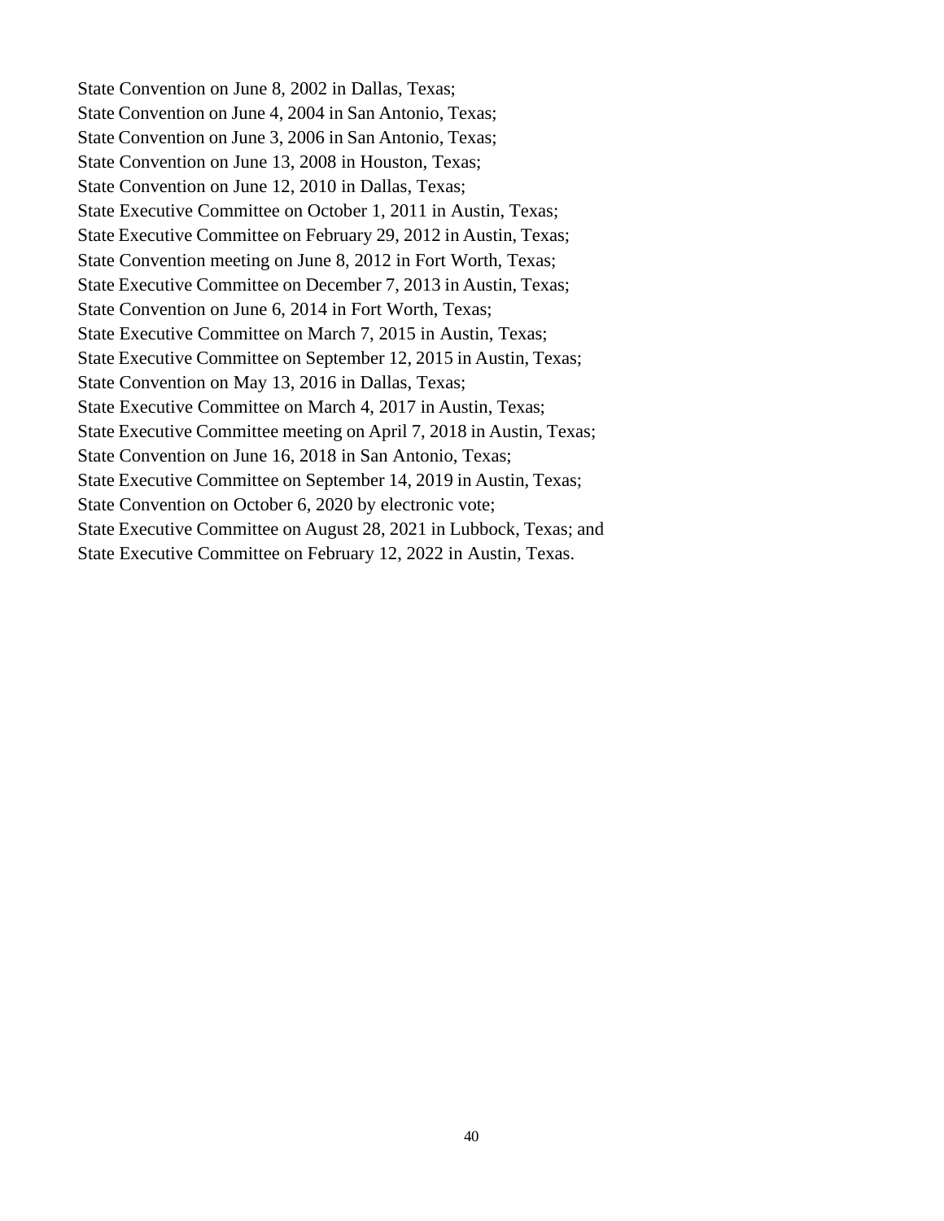State Convention on June 8, 2002 in Dallas, Texas;
State Convention on June 4, 2004 in San Antonio, Texas;
State Convention on June 3, 2006 in San Antonio, Texas;
State Convention on June 13, 2008 in Houston, Texas;
State Convention on June 12, 2010 in Dallas, Texas;
State Executive Committee on October 1, 2011 in Austin, Texas;
State Executive Committee on February 29, 2012 in Austin, Texas;
State Convention meeting on June 8, 2012 in Fort Worth, Texas;
State Executive Committee on December 7, 2013 in Austin, Texas;
State Convention on June 6, 2014 in Fort Worth, Texas;
State Executive Committee on March 7, 2015 in Austin, Texas;
State Executive Committee on September 12, 2015 in Austin, Texas;
State Convention on May 13, 2016 in Dallas, Texas;
State Executive Committee on March 4, 2017 in Austin, Texas;
State Executive Committee meeting on April 7, 2018 in Austin, Texas;
State Convention on June 16, 2018 in San Antonio, Texas;
State Executive Committee on September 14, 2019 in Austin, Texas;
State Convention on October 6, 2020 by electronic vote;
State Executive Committee on August 28, 2021 in Lubbock, Texas; and
State Executive Committee on February 12, 2022 in Austin, Texas.